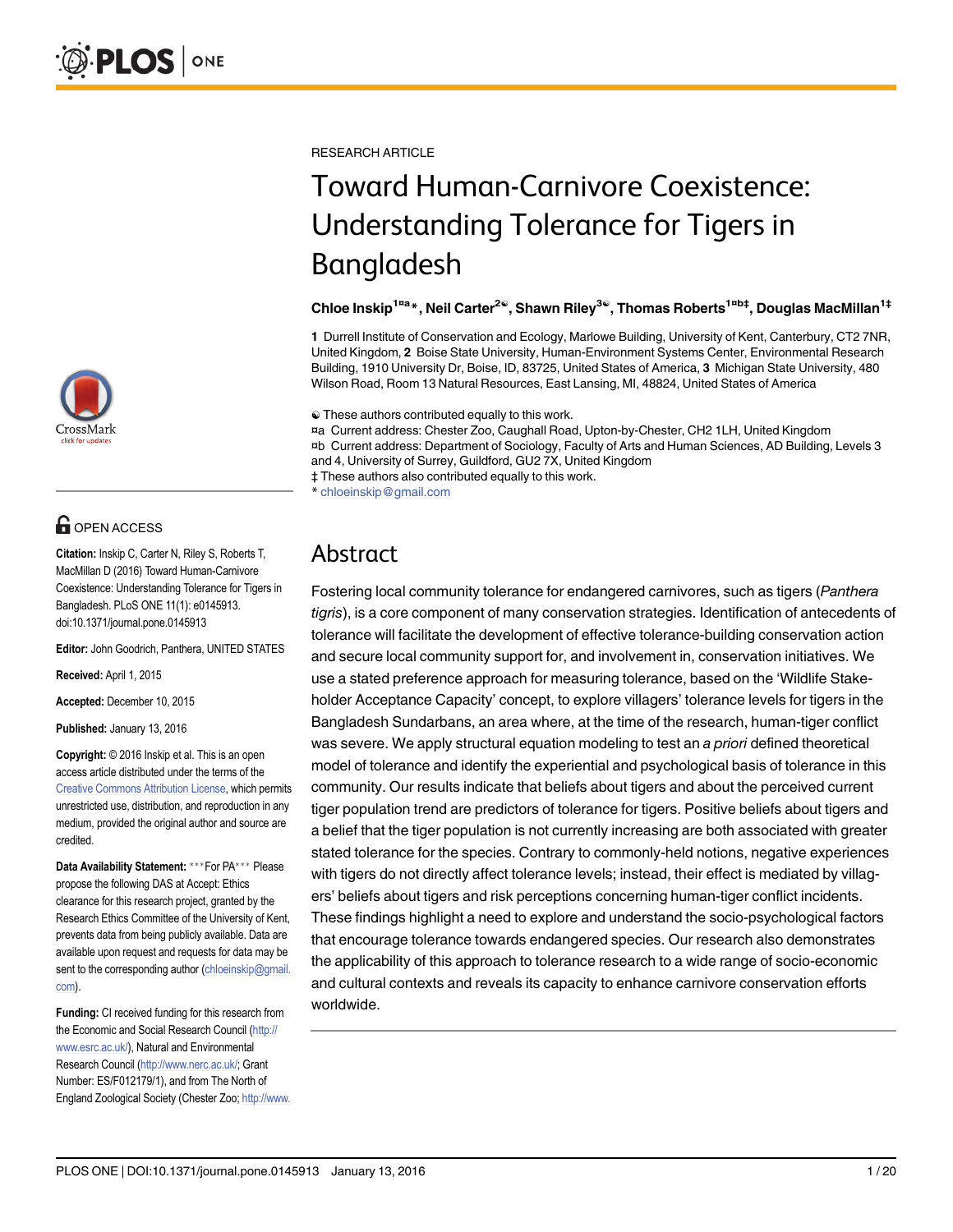RESEARCH ARTICLE

# Toward Human-Carnivore Coexistence: Understanding Tolerance for Tigers in Bangladesh

**Chloe Inskip[1¤a]*, Neil Carter[2☯], Shawn Riley[3☯], Thomas Roberts[1¤b‡], Douglas MacMillan[1‡]**

**1** Durrell Institute of Conservation and Ecology, Marlowe Building, University of Kent, Canterbury, CT2 7NR, United Kingdom, **2** Boise State University, Human-Environment Systems Center, Environmental Research Building, 1910 University Dr, Boise, ID, 83725, United States of America, **3** Michigan State University, 480 Wilson Road, Room 13 Natural Resources, East Lansing, MI, 48824, United States of America

☯ These authors contributed equally to this work.
¤a Current address: Chester Zoo, Caughall Road, Upton-by-Chester, CH2 1LH, United Kingdom
¤b Current address: Department of Sociology, Faculty of Arts and Human Sciences, AD Building, Levels 3 and 4, University of Surrey, Guildford, GU2 7X, United Kingdom
‡ These authors also contributed equally to this work.
* chloeinskip@gmail.com

OPEN ACCESS

**Citation:** Inskip C, Carter N, Riley S, Roberts T, MacMillan D (2016) Toward Human-Carnivore Coexistence: Understanding Tolerance for Tigers in Bangladesh. PLoS ONE 11(1): e0145913. doi:10.1371/journal.pone.0145913

**Editor:** John Goodrich, Panthera, UNITED STATES

**Received:** April 1, 2015

**Accepted:** December 10, 2015

**Published:** January 13, 2016

**Copyright:** © 2016 Inskip et al. This is an open access article distributed under the terms of the Creative Commons Attribution License, which permits unrestricted use, distribution, and reproduction in any medium, provided the original author and source are credited.

**Data Availability Statement:** ***For PA*** Please propose the following DAS at Accept: Ethics clearance for this research project, granted by the Research Ethics Committee of the University of Kent, prevents data from being publicly available. Data are available upon request and requests for data may be sent to the corresponding author (chloeinskip@gmail.com).

**Funding:** CI received funding for this research from the Economic and Social Research Council (http://www.esrc.ac.uk/), Natural and Environmental Research Council (http://www.nerc.ac.uk/; Grant Number: ES/F012179/1), and from The North of England Zoological Society (Chester Zoo; http://www.

## Abstract

Fostering local community tolerance for endangered carnivores, such as tigers (*Panthera tigris*), is a core component of many conservation strategies. Identification of antecedents of tolerance will facilitate the development of effective tolerance-building conservation action and secure local community support for, and involvement in, conservation initiatives. We use a stated preference approach for measuring tolerance, based on the 'Wildlife Stakeholder Acceptance Capacity' concept, to explore villagers' tolerance levels for tigers in the Bangladesh Sundarbans, an area where, at the time of the research, human-tiger conflict was severe. We apply structural equation modeling to test an *a priori* defined theoretical model of tolerance and identify the experiential and psychological basis of tolerance in this community. Our results indicate that beliefs about tigers and about the perceived current tiger population trend are predictors of tolerance for tigers. Positive beliefs about tigers and a belief that the tiger population is not currently increasing are both associated with greater stated tolerance for the species. Contrary to commonly-held notions, negative experiences with tigers do not directly affect tolerance levels; instead, their effect is mediated by villagers' beliefs about tigers and risk perceptions concerning human-tiger conflict incidents. These findings highlight a need to explore and understand the socio-psychological factors that encourage tolerance towards endangered species. Our research also demonstrates the applicability of this approach to tolerance research to a wide range of socio-economic and cultural contexts and reveals its capacity to enhance carnivore conservation efforts worldwide.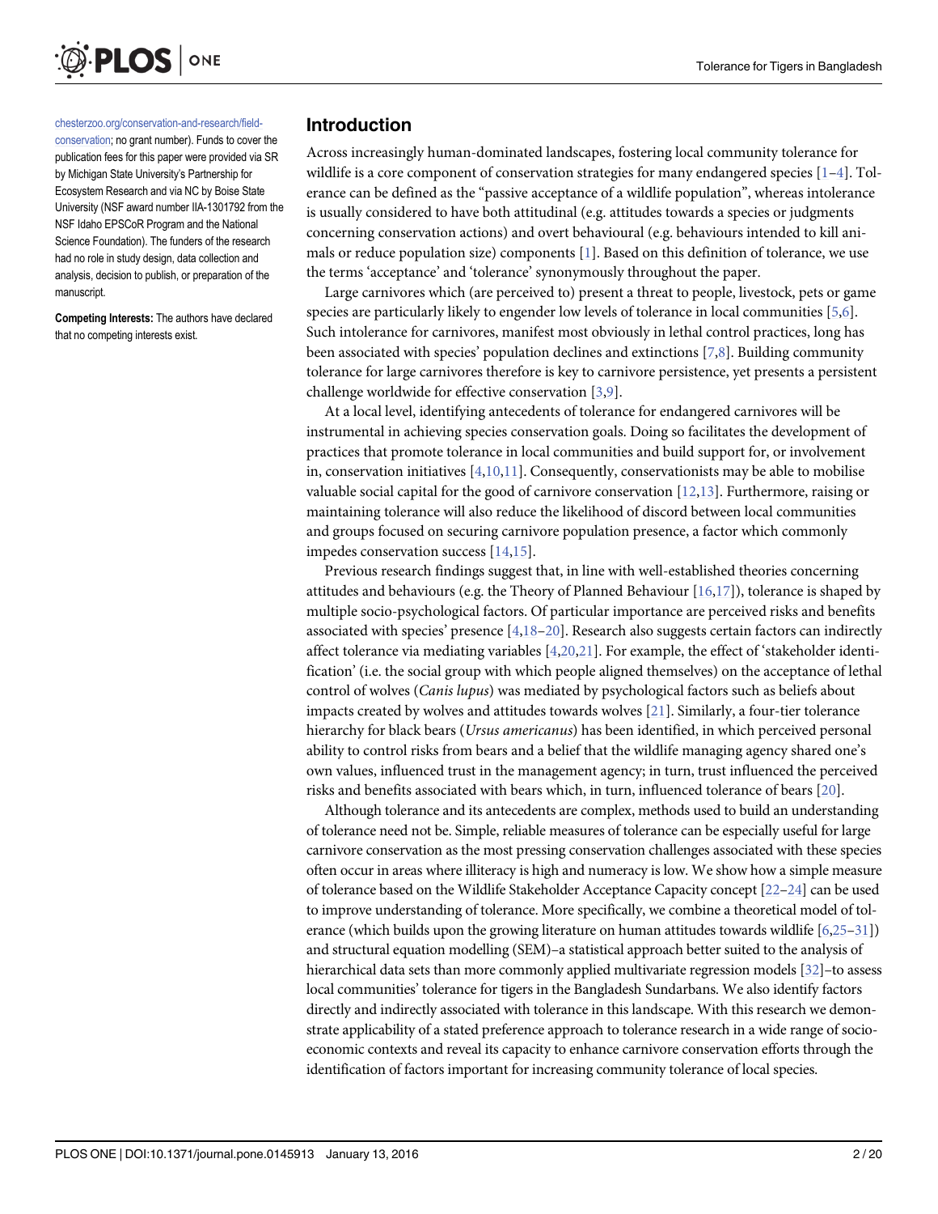chesterzoo.org/conservation-and-research/field-conservation; no grant number). Funds to cover the publication fees for this paper were provided via SR by Michigan State University's Partnership for Ecosystem Research and via NC by Boise State University (NSF award number IIA-1301792 from the NSF Idaho EPSCoR Program and the National Science Foundation). The funders of the research had no role in study design, data collection and analysis, decision to publish, or preparation of the manuscript.

**Competing Interests:** The authors have declared that no competing interests exist.

## Introduction

Across increasingly human-dominated landscapes, fostering local community tolerance for wildlife is a core component of conservation strategies for many endangered species [1–4]. Tolerance can be defined as the "passive acceptance of a wildlife population", whereas intolerance is usually considered to have both attitudinal (e.g. attitudes towards a species or judgments concerning conservation actions) and overt behavioural (e.g. behaviours intended to kill animals or reduce population size) components [1]. Based on this definition of tolerance, we use the terms 'acceptance' and 'tolerance' synonymously throughout the paper.

Large carnivores which (are perceived to) present a threat to people, livestock, pets or game species are particularly likely to engender low levels of tolerance in local communities [5,6]. Such intolerance for carnivores, manifest most obviously in lethal control practices, long has been associated with species' population declines and extinctions [7,8]. Building community tolerance for large carnivores therefore is key to carnivore persistence, yet presents a persistent challenge worldwide for effective conservation [3,9].

At a local level, identifying antecedents of tolerance for endangered carnivores will be instrumental in achieving species conservation goals. Doing so facilitates the development of practices that promote tolerance in local communities and build support for, or involvement in, conservation initiatives [4,10,11]. Consequently, conservationists may be able to mobilise valuable social capital for the good of carnivore conservation [12,13]. Furthermore, raising or maintaining tolerance will also reduce the likelihood of discord between local communities and groups focused on securing carnivore population presence, a factor which commonly impedes conservation success [14,15].

Previous research findings suggest that, in line with well-established theories concerning attitudes and behaviours (e.g. the Theory of Planned Behaviour [16,17]), tolerance is shaped by multiple socio-psychological factors. Of particular importance are perceived risks and benefits associated with species' presence [4,18–20]. Research also suggests certain factors can indirectly affect tolerance via mediating variables [4,20,21]. For example, the effect of 'stakeholder identification' (i.e. the social group with which people aligned themselves) on the acceptance of lethal control of wolves (*Canis lupus*) was mediated by psychological factors such as beliefs about impacts created by wolves and attitudes towards wolves [21]. Similarly, a four-tier tolerance hierarchy for black bears (*Ursus americanus*) has been identified, in which perceived personal ability to control risks from bears and a belief that the wildlife managing agency shared one's own values, influenced trust in the management agency; in turn, trust influenced the perceived risks and benefits associated with bears which, in turn, influenced tolerance of bears [20].

Although tolerance and its antecedents are complex, methods used to build an understanding of tolerance need not be. Simple, reliable measures of tolerance can be especially useful for large carnivore conservation as the most pressing conservation challenges associated with these species often occur in areas where illiteracy is high and numeracy is low. We show how a simple measure of tolerance based on the Wildlife Stakeholder Acceptance Capacity concept [22–24] can be used to improve understanding of tolerance. More specifically, we combine a theoretical model of tolerance (which builds upon the growing literature on human attitudes towards wildlife [6,25–31]) and structural equation modelling (SEM)–a statistical approach better suited to the analysis of hierarchical data sets than more commonly applied multivariate regression models [32]–to assess local communities' tolerance for tigers in the Bangladesh Sundarbans. We also identify factors directly and indirectly associated with tolerance in this landscape. With this research we demonstrate applicability of a stated preference approach to tolerance research in a wide range of socio-economic contexts and reveal its capacity to enhance carnivore conservation efforts through the identification of factors important for increasing community tolerance of local species.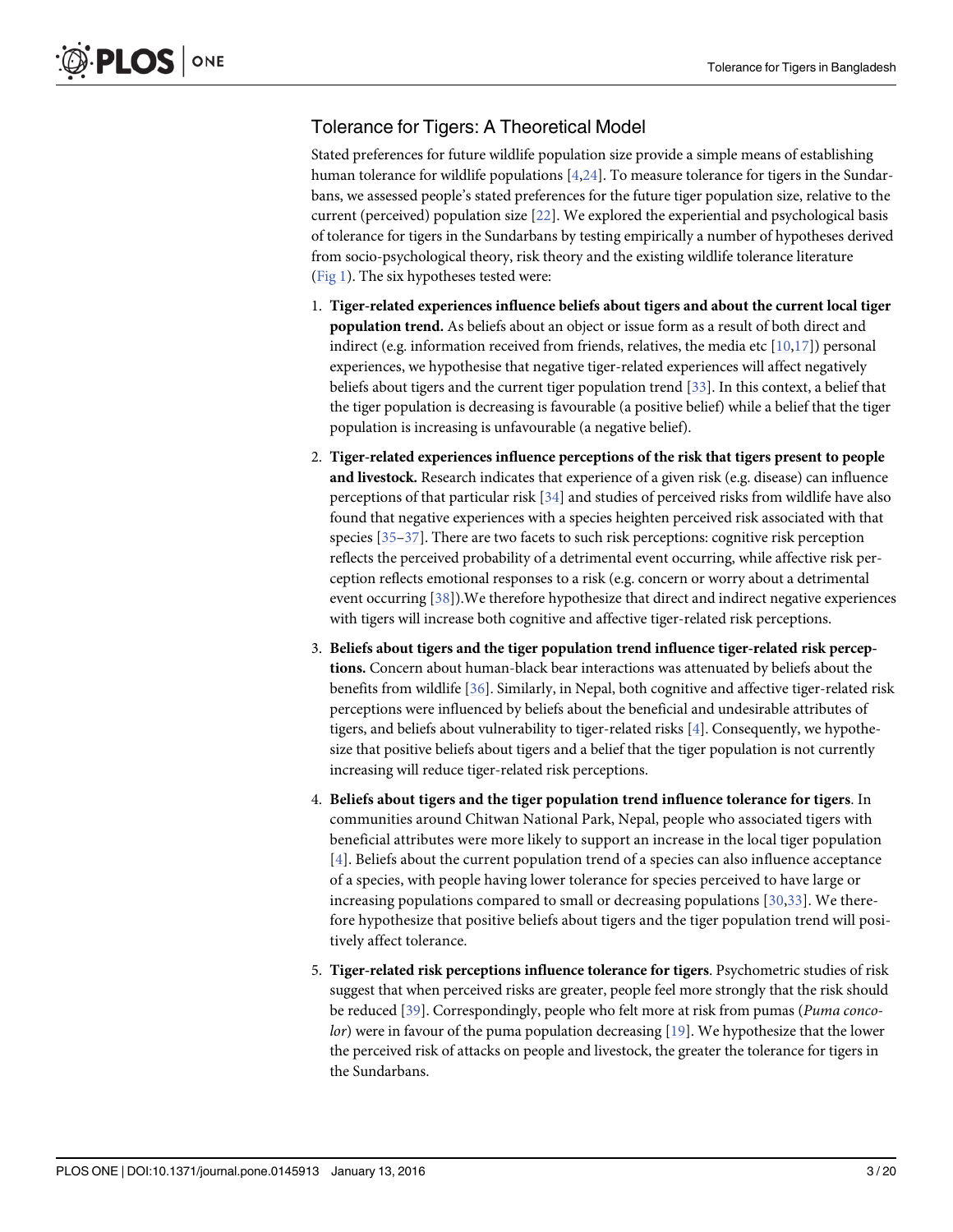## Tolerance for Tigers: A Theoretical Model

Stated preferences for future wildlife population size provide a simple means of establishing human tolerance for wildlife populations [4,24]. To measure tolerance for tigers in the Sundarbans, we assessed people's stated preferences for the future tiger population size, relative to the current (perceived) population size [22]. We explored the experiential and psychological basis of tolerance for tigers in the Sundarbans by testing empirically a number of hypotheses derived from socio-psychological theory, risk theory and the existing wildlife tolerance literature (Fig 1). The six hypotheses tested were:

1. **Tiger-related experiences influence beliefs about tigers and about the current local tiger population trend.** As beliefs about an object or issue form as a result of both direct and indirect (e.g. information received from friends, relatives, the media etc [10,17]) personal experiences, we hypothesise that negative tiger-related experiences will affect negatively beliefs about tigers and the current tiger population trend [33]. In this context, a belief that the tiger population is decreasing is favourable (a positive belief) while a belief that the tiger population is increasing is unfavourable (a negative belief).
2. **Tiger-related experiences influence perceptions of the risk that tigers present to people and livestock.** Research indicates that experience of a given risk (e.g. disease) can influence perceptions of that particular risk [34] and studies of perceived risks from wildlife have also found that negative experiences with a species heighten perceived risk associated with that species [35–37]. There are two facets to such risk perceptions: cognitive risk perception reflects the perceived probability of a detrimental event occurring, while affective risk perception reflects emotional responses to a risk (e.g. concern or worry about a detrimental event occurring [38]).We therefore hypothesize that direct and indirect negative experiences with tigers will increase both cognitive and affective tiger-related risk perceptions.
3. **Beliefs about tigers and the tiger population trend influence tiger-related risk perceptions.** Concern about human-black bear interactions was attenuated by beliefs about the benefits from wildlife [36]. Similarly, in Nepal, both cognitive and affective tiger-related risk perceptions were influenced by beliefs about the beneficial and undesirable attributes of tigers, and beliefs about vulnerability to tiger-related risks [4]. Consequently, we hypothesize that positive beliefs about tigers and a belief that the tiger population is not currently increasing will reduce tiger-related risk perceptions.
4. **Beliefs about tigers and the tiger population trend influence tolerance for tigers**. In communities around Chitwan National Park, Nepal, people who associated tigers with beneficial attributes were more likely to support an increase in the local tiger population [4]. Beliefs about the current population trend of a species can also influence acceptance of a species, with people having lower tolerance for species perceived to have large or increasing populations compared to small or decreasing populations [30,33]. We therefore hypothesize that positive beliefs about tigers and the tiger population trend will positively affect tolerance.
5. **Tiger-related risk perceptions influence tolerance for tigers**. Psychometric studies of risk suggest that when perceived risks are greater, people feel more strongly that the risk should be reduced [39]. Correspondingly, people who felt more at risk from pumas (*Puma concolor*) were in favour of the puma population decreasing [19]. We hypothesize that the lower the perceived risk of attacks on people and livestock, the greater the tolerance for tigers in the Sundarbans.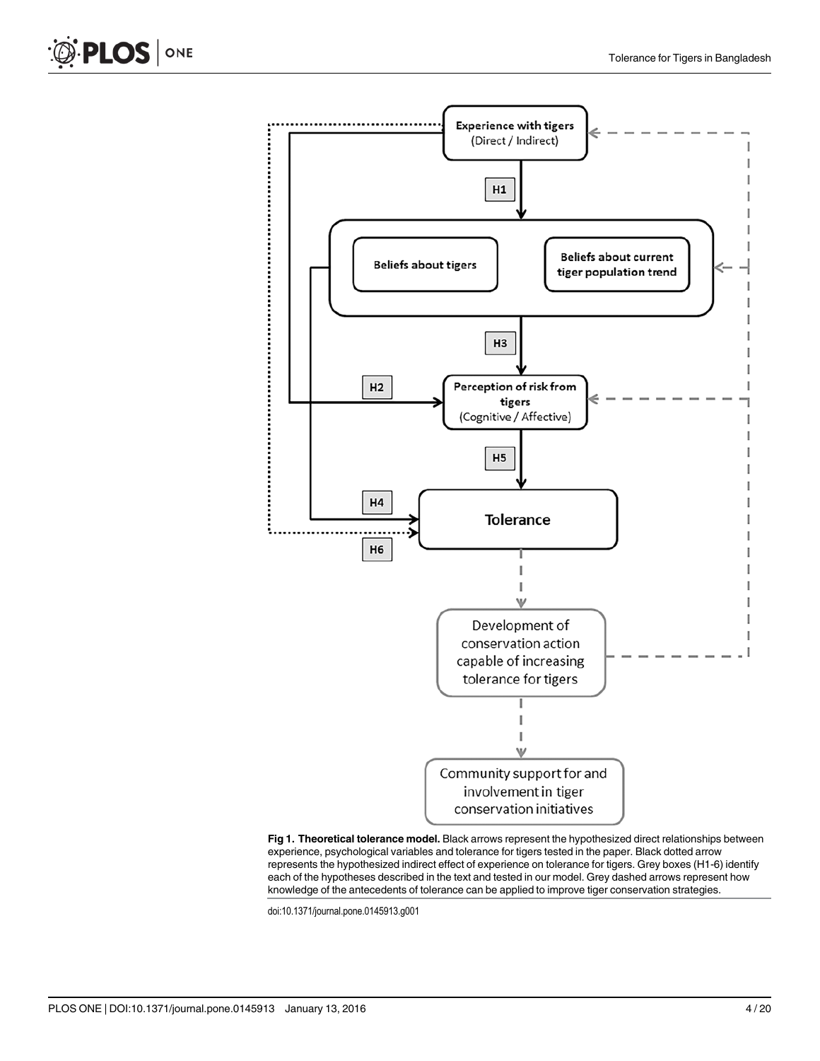**Fig 1. Theoretical tolerance model.** Black arrows represent the hypothesized direct relationships between experience, psychological variables and tolerance for tigers tested in the paper. Black dotted arrow represents the hypothesized indirect effect of experience on tolerance for tigers. Grey boxes (H1-6) identify each of the hypotheses described in the text and tested in our model. Grey dashed arrows represent how knowledge of the antecedents of tolerance can be applied to improve tiger conservation strategies.

doi:10.1371/journal.pone.0145913.g001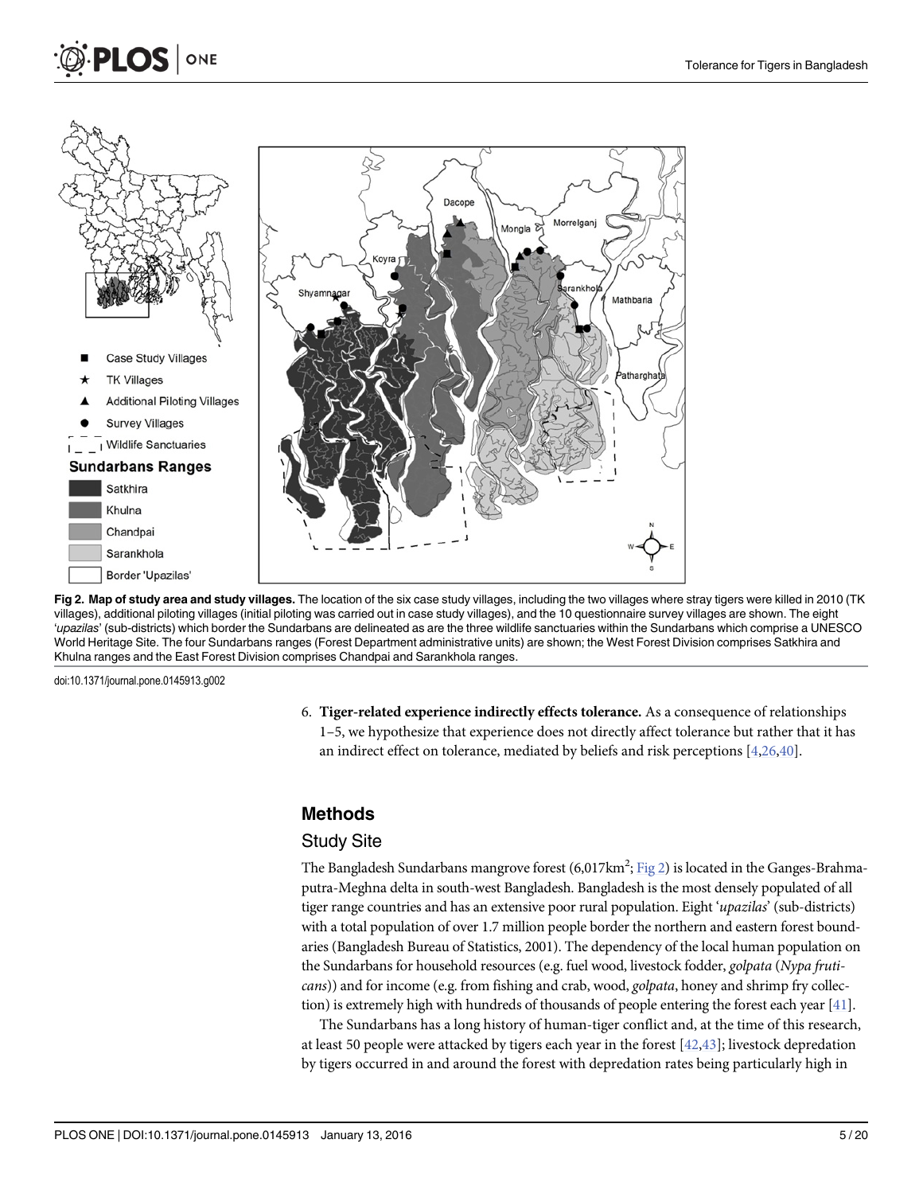**Fig 2. Map of study area and study villages.** The location of the six case study villages, including the two villages where stray tigers were killed in 2010 (TK villages), additional piloting villages (initial piloting was carried out in case study villages), and the 10 questionnaire survey villages are shown. The eight '*upazilas*' (sub-districts) which border the Sundarbans are delineated as are the three wildlife sanctuaries within the Sundarbans which comprise a UNESCO World Heritage Site. The four Sundarbans ranges (Forest Department administrative units) are shown; the West Forest Division comprises Satkhira and Khulna ranges and the East Forest Division comprises Chandpai and Sarankhola ranges.

doi:10.1371/journal.pone.0145913.g002

6. **Tiger-related experience indirectly effects tolerance.** As a consequence of relationships 1–5, we hypothesize that experience does not directly affect tolerance but rather that it has an indirect effect on tolerance, mediated by beliefs and risk perceptions [4,26,40].

## Methods

### Study Site

The Bangladesh Sundarbans mangrove forest (6,017km$^2$; Fig 2) is located in the Ganges-Brahmaputra-Meghna delta in south-west Bangladesh. Bangladesh is the most densely populated of all tiger range countries and has an extensive poor rural population. Eight '*upazilas*' (sub-districts) with a total population of over 1.7 million people border the northern and eastern forest boundaries (Bangladesh Bureau of Statistics, 2001). The dependency of the local human population on the Sundarbans for household resources (e.g. fuel wood, livestock fodder, *golpata* (*Nypa fruticans*)) and for income (e.g. from fishing and crab, wood, *golpata*, honey and shrimp fry collection) is extremely high with hundreds of thousands of people entering the forest each year [41].

The Sundarbans has a long history of human-tiger conflict and, at the time of this research, at least 50 people were attacked by tigers each year in the forest [42,43]; livestock depredation by tigers occurred in and around the forest with depredation rates being particularly high in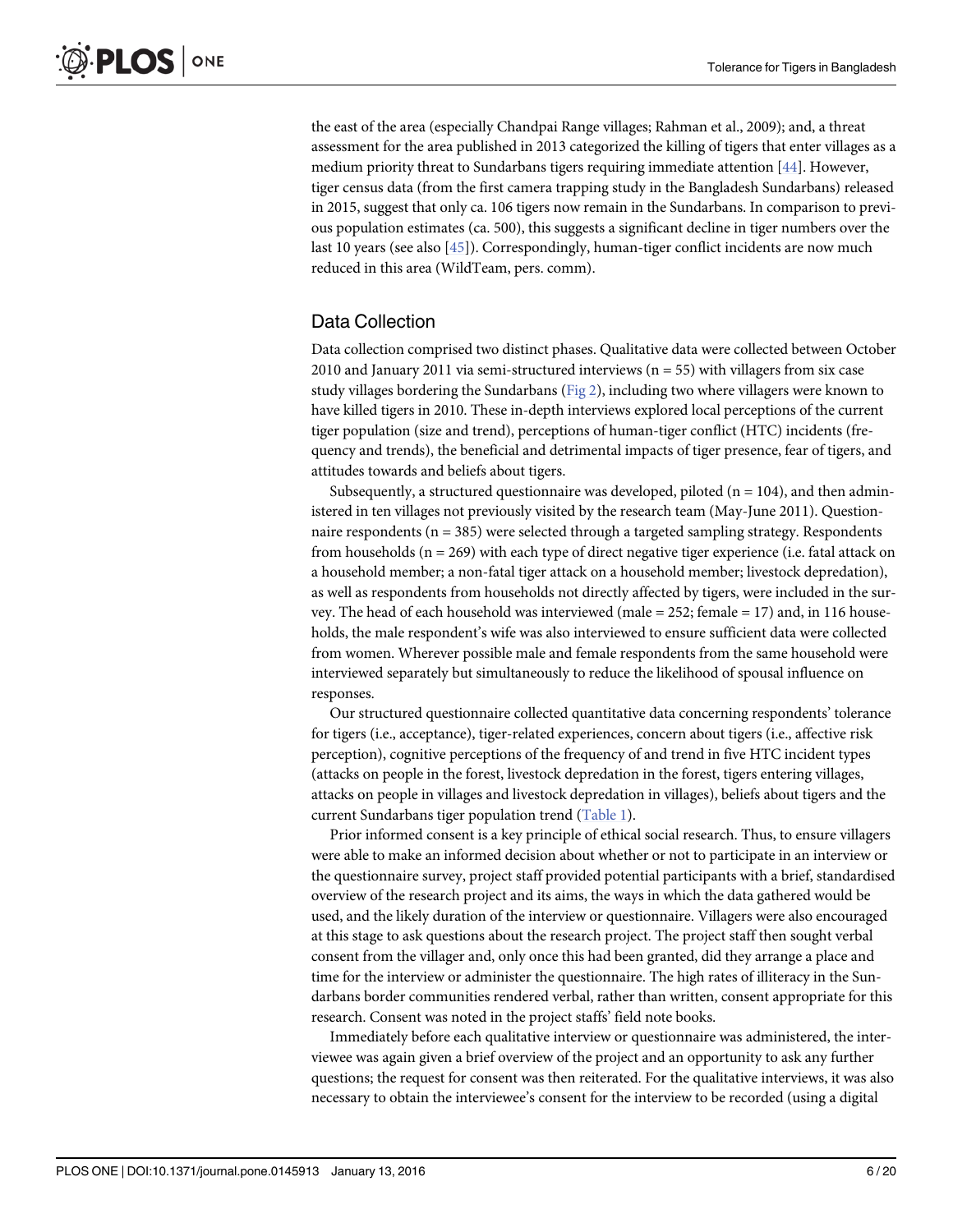the east of the area (especially Chandpai Range villages; Rahman et al., 2009); and, a threat assessment for the area published in 2013 categorized the killing of tigers that enter villages as a medium priority threat to Sundarbans tigers requiring immediate attention [44]. However, tiger census data (from the first camera trapping study in the Bangladesh Sundarbans) released in 2015, suggest that only ca. 106 tigers now remain in the Sundarbans. In comparison to previous population estimates (ca. 500), this suggests a significant decline in tiger numbers over the last 10 years (see also [45]). Correspondingly, human-tiger conflict incidents are now much reduced in this area (WildTeam, pers. comm).

## Data Collection

Data collection comprised two distinct phases. Qualitative data were collected between October 2010 and January 2011 via semi-structured interviews (n = 55) with villagers from six case study villages bordering the Sundarbans (Fig 2), including two where villagers were known to have killed tigers in 2010. These in-depth interviews explored local perceptions of the current tiger population (size and trend), perceptions of human-tiger conflict (HTC) incidents (frequency and trends), the beneficial and detrimental impacts of tiger presence, fear of tigers, and attitudes towards and beliefs about tigers.

Subsequently, a structured questionnaire was developed, piloted (n = 104), and then administered in ten villages not previously visited by the research team (May-June 2011). Questionnaire respondents (n = 385) were selected through a targeted sampling strategy. Respondents from households (n = 269) with each type of direct negative tiger experience (i.e. fatal attack on a household member; a non-fatal tiger attack on a household member; livestock depredation), as well as respondents from households not directly affected by tigers, were included in the survey. The head of each household was interviewed (male = 252; female = 17) and, in 116 households, the male respondent's wife was also interviewed to ensure sufficient data were collected from women. Wherever possible male and female respondents from the same household were interviewed separately but simultaneously to reduce the likelihood of spousal influence on responses.

Our structured questionnaire collected quantitative data concerning respondents' tolerance for tigers (i.e., acceptance), tiger-related experiences, concern about tigers (i.e., affective risk perception), cognitive perceptions of the frequency of and trend in five HTC incident types (attacks on people in the forest, livestock depredation in the forest, tigers entering villages, attacks on people in villages and livestock depredation in villages), beliefs about tigers and the current Sundarbans tiger population trend (Table 1).

Prior informed consent is a key principle of ethical social research. Thus, to ensure villagers were able to make an informed decision about whether or not to participate in an interview or the questionnaire survey, project staff provided potential participants with a brief, standardised overview of the research project and its aims, the ways in which the data gathered would be used, and the likely duration of the interview or questionnaire. Villagers were also encouraged at this stage to ask questions about the research project. The project staff then sought verbal consent from the villager and, only once this had been granted, did they arrange a place and time for the interview or administer the questionnaire. The high rates of illiteracy in the Sundarbans border communities rendered verbal, rather than written, consent appropriate for this research. Consent was noted in the project staffs' field note books.

Immediately before each qualitative interview or questionnaire was administered, the interviewee was again given a brief overview of the project and an opportunity to ask any further questions; the request for consent was then reiterated. For the qualitative interviews, it was also necessary to obtain the interviewee's consent for the interview to be recorded (using a digital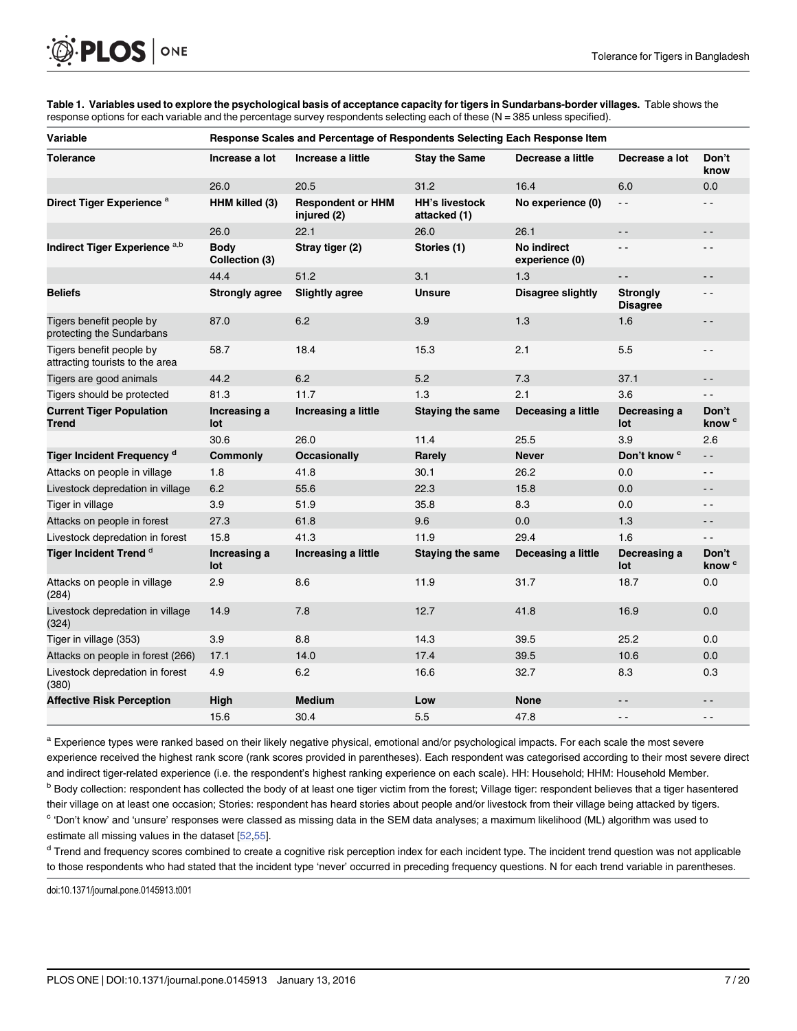**Table 1. Variables used to explore the psychological basis of acceptance capacity for tigers in Sundarbans-border villages.** Table shows the response options for each variable and the percentage survey respondents selecting each of these (N = 385 unless specified).

| Variable | Response Scales and Percentage of Respondents Selecting Each Response Item | | | | | |
|---|---|---|---|---|---|---|
| **Tolerance** | **Increase a lot** | **Increase a little** | **Stay the Same** | **Decrease a little** | **Decrease a lot** | **Don't know** |
| | 26.0 | 20.5 | 31.2 | 16.4 | 6.0 | 0.0 |
| **Direct Tiger Experience** [a] | **HHM killed (3)** | **Respondent or HHM injured (2)** | **HH's livestock attacked (1)** | **No experience (0)** | - - | - - |
| | 26.0 | 22.1 | 26.0 | 26.1 | - - | - - |
| **Indirect Tiger Experience** [a,b] | **Body Collection (3)** | **Stray tiger (2)** | **Stories (1)** | **No indirect experience (0)** | - - | - - |
| | 44.4 | 51.2 | 3.1 | 1.3 | - - | - - |
| **Beliefs** | **Strongly agree** | **Slightly agree** | **Unsure** | **Disagree slightly** | **Strongly Disagree** | - - |
| Tigers benefit people by protecting the Sundarbans | 87.0 | 6.2 | 3.9 | 1.3 | 1.6 | - - |
| Tigers benefit people by attracting tourists to the area | 58.7 | 18.4 | 15.3 | 2.1 | 5.5 | - - |
| Tigers are good animals | 44.2 | 6.2 | 5.2 | 7.3 | 37.1 | - - |
| Tigers should be protected | 81.3 | 11.7 | 1.3 | 2.1 | 3.6 | - - |
| **Current Tiger Population Trend** | **Increasing a lot** | **Increasing a little** | **Staying the same** | **Deceasing a little** | **Decreasing a lot** | **Don't know** [c] |
| | 30.6 | 26.0 | 11.4 | 25.5 | 3.9 | 2.6 |
| **Tiger Incident Frequency** [d] | **Commonly** | **Occasionally** | **Rarely** | **Never** | **Don't know** [c] | - - |
| Attacks on people in village | 1.8 | 41.8 | 30.1 | 26.2 | 0.0 | - - |
| Livestock depredation in village | 6.2 | 55.6 | 22.3 | 15.8 | 0.0 | - - |
| Tiger in village | 3.9 | 51.9 | 35.8 | 8.3 | 0.0 | - - |
| Attacks on people in forest | 27.3 | 61.8 | 9.6 | 0.0 | 1.3 | - - |
| Livestock depredation in forest | 15.8 | 41.3 | 11.9 | 29.4 | 1.6 | - - |
| **Tiger Incident Trend** [d] | **Increasing a lot** | **Increasing a little** | **Staying the same** | **Deceasing a little** | **Decreasing a lot** | **Don't know** [c] |
| Attacks on people in village (284) | 2.9 | 8.6 | 11.9 | 31.7 | 18.7 | 0.0 |
| Livestock depredation in village (324) | 14.9 | 7.8 | 12.7 | 41.8 | 16.9 | 0.0 |
| Tiger in village (353) | 3.9 | 8.8 | 14.3 | 39.5 | 25.2 | 0.0 |
| Attacks on people in forest (266) | 17.1 | 14.0 | 17.4 | 39.5 | 10.6 | 0.0 |
| Livestock depredation in forest (380) | 4.9 | 6.2 | 16.6 | 32.7 | 8.3 | 0.3 |
| **Affective Risk Perception** | **High** | **Medium** | **Low** | **None** | - - | - - |
| | 15.6 | 30.4 | 5.5 | 47.8 | - - | - - |

[a] Experience types were ranked based on their likely negative physical, emotional and/or psychological impacts. For each scale the most severe experience received the highest rank score (rank scores provided in parentheses). Each respondent was categorised according to their most severe direct and indirect tiger-related experience (i.e. the respondent's highest ranking experience on each scale). HH: Household; HHM: Household Member.

[b] Body collection: respondent has collected the body of at least one tiger victim from the forest; Village tiger: respondent believes that a tiger hasentered their village on at least one occasion; Stories: respondent has heard stories about people and/or livestock from their village being attacked by tigers.

[c] 'Don't know' and 'unsure' responses were classed as missing data in the SEM data analyses; a maximum likelihood (ML) algorithm was used to estimate all missing values in the dataset [52,55].

[d] Trend and frequency scores combined to create a cognitive risk perception index for each incident type. The incident trend question was not applicable to those respondents who had stated that the incident type 'never' occurred in preceding frequency questions. N for each trend variable in parentheses.

doi:10.1371/journal.pone.0145913.t001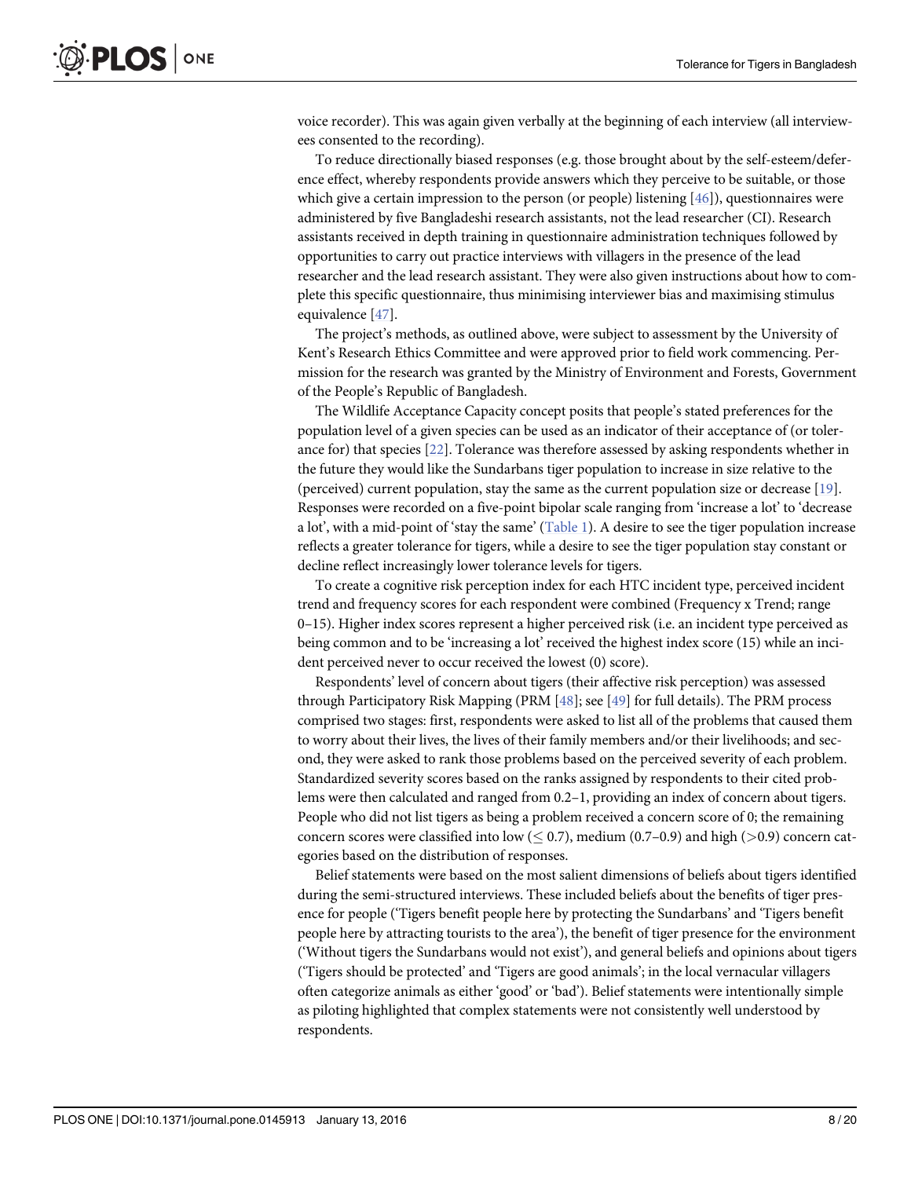voice recorder). This was again given verbally at the beginning of each interview (all interviewees consented to the recording).

To reduce directionally biased responses (e.g. those brought about by the self-esteem/deference effect, whereby respondents provide answers which they perceive to be suitable, or those which give a certain impression to the person (or people) listening [46]), questionnaires were administered by five Bangladeshi research assistants, not the lead researcher (CI). Research assistants received in depth training in questionnaire administration techniques followed by opportunities to carry out practice interviews with villagers in the presence of the lead researcher and the lead research assistant. They were also given instructions about how to complete this specific questionnaire, thus minimising interviewer bias and maximising stimulus equivalence [47].

The project's methods, as outlined above, were subject to assessment by the University of Kent's Research Ethics Committee and were approved prior to field work commencing. Permission for the research was granted by the Ministry of Environment and Forests, Government of the People's Republic of Bangladesh.

The Wildlife Acceptance Capacity concept posits that people's stated preferences for the population level of a given species can be used as an indicator of their acceptance of (or tolerance for) that species [22]. Tolerance was therefore assessed by asking respondents whether in the future they would like the Sundarbans tiger population to increase in size relative to the (perceived) current population, stay the same as the current population size or decrease [19]. Responses were recorded on a five-point bipolar scale ranging from 'increase a lot' to 'decrease a lot', with a mid-point of 'stay the same' (Table 1). A desire to see the tiger population increase reflects a greater tolerance for tigers, while a desire to see the tiger population stay constant or decline reflect increasingly lower tolerance levels for tigers.

To create a cognitive risk perception index for each HTC incident type, perceived incident trend and frequency scores for each respondent were combined (Frequency x Trend; range 0–15). Higher index scores represent a higher perceived risk (i.e. an incident type perceived as being common and to be 'increasing a lot' received the highest index score (15) while an incident perceived never to occur received the lowest (0) score).

Respondents' level of concern about tigers (their affective risk perception) was assessed through Participatory Risk Mapping (PRM [48]; see [49] for full details). The PRM process comprised two stages: first, respondents were asked to list all of the problems that caused them to worry about their lives, the lives of their family members and/or their livelihoods; and second, they were asked to rank those problems based on the perceived severity of each problem. Standardized severity scores based on the ranks assigned by respondents to their cited problems were then calculated and ranged from 0.2–1, providing an index of concern about tigers. People who did not list tigers as being a problem received a concern score of 0; the remaining concern scores were classified into low ($\leq 0.7$), medium (0.7–0.9) and high ($>0.9$) concern categories based on the distribution of responses.

Belief statements were based on the most salient dimensions of beliefs about tigers identified during the semi-structured interviews. These included beliefs about the benefits of tiger presence for people ('Tigers benefit people here by protecting the Sundarbans' and 'Tigers benefit people here by attracting tourists to the area'), the benefit of tiger presence for the environment ('Without tigers the Sundarbans would not exist'), and general beliefs and opinions about tigers ('Tigers should be protected' and 'Tigers are good animals'; in the local vernacular villagers often categorize animals as either 'good' or 'bad'). Belief statements were intentionally simple as piloting highlighted that complex statements were not consistently well understood by respondents.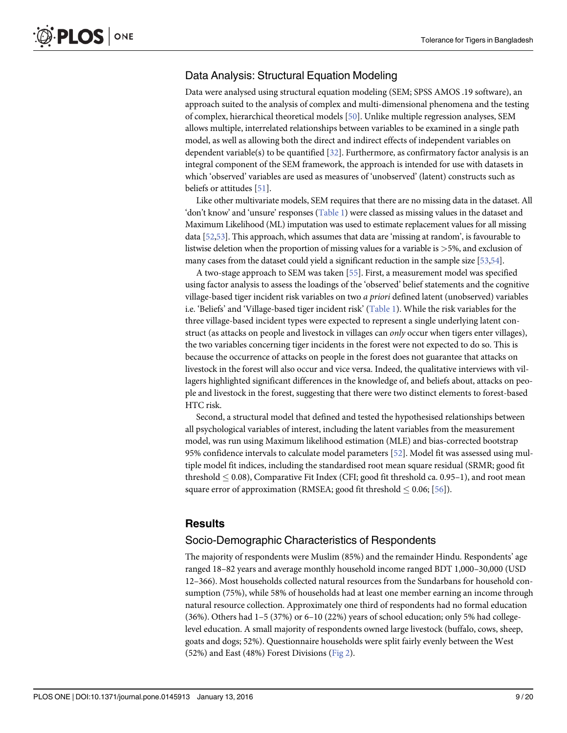## Data Analysis: Structural Equation Modeling

Data were analysed using structural equation modeling (SEM; SPSS AMOS .19 software), an approach suited to the analysis of complex and multi-dimensional phenomena and the testing of complex, hierarchical theoretical models [50]. Unlike multiple regression analyses, SEM allows multiple, interrelated relationships between variables to be examined in a single path model, as well as allowing both the direct and indirect effects of independent variables on dependent variable(s) to be quantified [32]. Furthermore, as confirmatory factor analysis is an integral component of the SEM framework, the approach is intended for use with datasets in which 'observed' variables are used as measures of 'unobserved' (latent) constructs such as beliefs or attitudes [51].

Like other multivariate models, SEM requires that there are no missing data in the dataset. All 'don't know' and 'unsure' responses (Table 1) were classed as missing values in the dataset and Maximum Likelihood (ML) imputation was used to estimate replacement values for all missing data [52,53]. This approach, which assumes that data are 'missing at random', is favourable to listwise deletion when the proportion of missing values for a variable is >5%, and exclusion of many cases from the dataset could yield a significant reduction in the sample size [53,54].

A two-stage approach to SEM was taken [55]. First, a measurement model was specified using factor analysis to assess the loadings of the 'observed' belief statements and the cognitive village-based tiger incident risk variables on two *a priori* defined latent (unobserved) variables i.e. 'Beliefs' and 'Village-based tiger incident risk' (Table 1). While the risk variables for the three village-based incident types were expected to represent a single underlying latent construct (as attacks on people and livestock in villages can *only* occur when tigers enter villages), the two variables concerning tiger incidents in the forest were not expected to do so. This is because the occurrence of attacks on people in the forest does not guarantee that attacks on livestock in the forest will also occur and vice versa. Indeed, the qualitative interviews with villagers highlighted significant differences in the knowledge of, and beliefs about, attacks on people and livestock in the forest, suggesting that there were two distinct elements to forest-based HTC risk.

Second, a structural model that defined and tested the hypothesised relationships between all psychological variables of interest, including the latent variables from the measurement model, was run using Maximum likelihood estimation (MLE) and bias-corrected bootstrap 95% confidence intervals to calculate model parameters [52]. Model fit was assessed using multiple model fit indices, including the standardised root mean square residual (SRMR; good fit threshold $\leq 0.08$), Comparative Fit Index (CFI; good fit threshold ca. 0.95–1), and root mean square error of approximation (RMSEA; good fit threshold $\leq 0.06$; [56]).

# Results

## Socio-Demographic Characteristics of Respondents

The majority of respondents were Muslim (85%) and the remainder Hindu. Respondents' age ranged 18–82 years and average monthly household income ranged BDT 1,000–30,000 (USD 12–366). Most households collected natural resources from the Sundarbans for household consumption (75%), while 58% of households had at least one member earning an income through natural resource collection. Approximately one third of respondents had no formal education (36%). Others had 1–5 (37%) or 6–10 (22%) years of school education; only 5% had college-level education. A small majority of respondents owned large livestock (buffalo, cows, sheep, goats and dogs; 52%). Questionnaire households were split fairly evenly between the West (52%) and East (48%) Forest Divisions (Fig 2).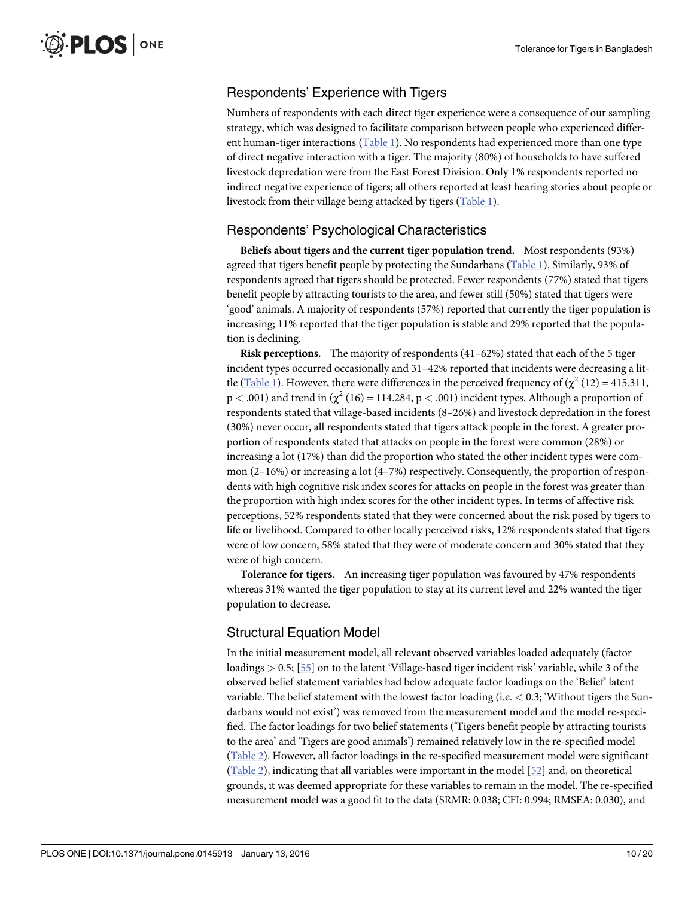## Respondents' Experience with Tigers

Numbers of respondents with each direct tiger experience were a consequence of our sampling strategy, which was designed to facilitate comparison between people who experienced different human-tiger interactions (Table 1). No respondents had experienced more than one type of direct negative interaction with a tiger. The majority (80%) of households to have suffered livestock depredation were from the East Forest Division. Only 1% respondents reported no indirect negative experience of tigers; all others reported at least hearing stories about people or livestock from their village being attacked by tigers (Table 1).

## Respondents' Psychological Characteristics

**Beliefs about tigers and the current tiger population trend.** Most respondents (93%) agreed that tigers benefit people by protecting the Sundarbans (Table 1). Similarly, 93% of respondents agreed that tigers should be protected. Fewer respondents (77%) stated that tigers benefit people by attracting tourists to the area, and fewer still (50%) stated that tigers were 'good' animals. A majority of respondents (57%) reported that currently the tiger population is increasing; 11% reported that the tiger population is stable and 29% reported that the population is declining.

**Risk perceptions.** The majority of respondents (41–62%) stated that each of the 5 tiger incident types occurred occasionally and 31–42% reported that incidents were decreasing a little (Table 1). However, there were differences in the perceived frequency of ($\chi^2$ (12) = 415.311, $p < .001$) and trend in ($\chi^2$ (16) = 114.284, $p < .001$) incident types. Although a proportion of respondents stated that village-based incidents (8–26%) and livestock depredation in the forest (30%) never occur, all respondents stated that tigers attack people in the forest. A greater proportion of respondents stated that attacks on people in the forest were common (28%) or increasing a lot (17%) than did the proportion who stated the other incident types were common (2–16%) or increasing a lot (4–7%) respectively. Consequently, the proportion of respondents with high cognitive risk index scores for attacks on people in the forest was greater than the proportion with high index scores for the other incident types. In terms of affective risk perceptions, 52% respondents stated that they were concerned about the risk posed by tigers to life or livelihood. Compared to other locally perceived risks, 12% respondents stated that tigers were of low concern, 58% stated that they were of moderate concern and 30% stated that they were of high concern.

**Tolerance for tigers.** An increasing tiger population was favoured by 47% respondents whereas 31% wanted the tiger population to stay at its current level and 22% wanted the tiger population to decrease.

## Structural Equation Model

In the initial measurement model, all relevant observed variables loaded adequately (factor loadings > 0.5; [55] on to the latent 'Village-based tiger incident risk' variable, while 3 of the observed belief statement variables had below adequate factor loadings on the 'Belief' latent variable. The belief statement with the lowest factor loading (i.e. < 0.3; 'Without tigers the Sundarbans would not exist') was removed from the measurement model and the model re-specified. The factor loadings for two belief statements ('Tigers benefit people by attracting tourists to the area' and 'Tigers are good animals') remained relatively low in the re-specified model (Table 2). However, all factor loadings in the re-specified measurement model were significant (Table 2), indicating that all variables were important in the model [52] and, on theoretical grounds, it was deemed appropriate for these variables to remain in the model. The re-specified measurement model was a good fit to the data (SRMR: 0.038; CFI: 0.994; RMSEA: 0.030), and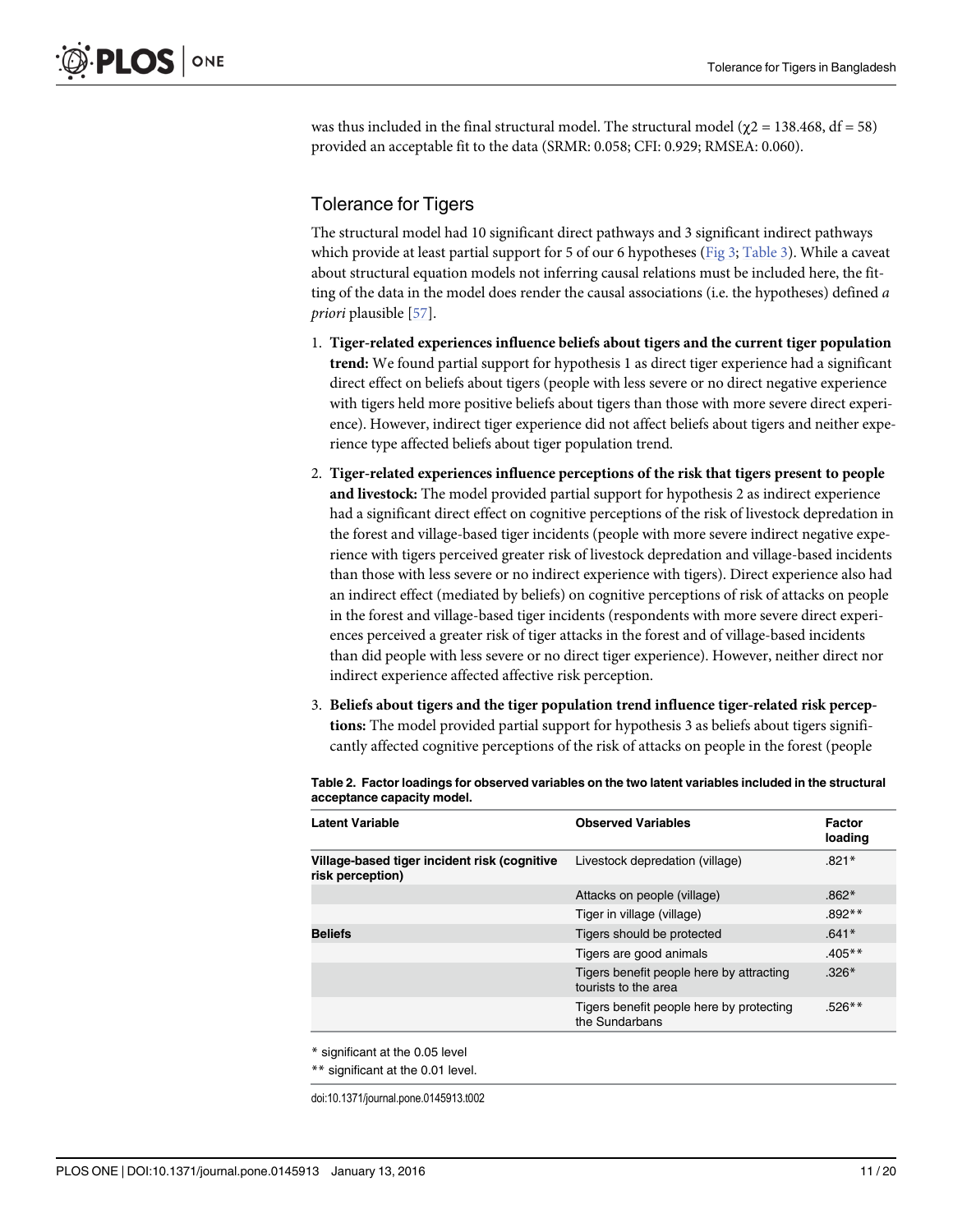was thus included in the final structural model. The structural model ($\chi2$ = 138.468, df = 58) provided an acceptable fit to the data (SRMR: 0.058; CFI: 0.929; RMSEA: 0.060).

## Tolerance for Tigers

The structural model had 10 significant direct pathways and 3 significant indirect pathways which provide at least partial support for 5 of our 6 hypotheses (Fig 3; Table 3). While a caveat about structural equation models not inferring causal relations must be included here, the fitting of the data in the model does render the causal associations (i.e. the hypotheses) defined *a priori* plausible [57].

1. **Tiger-related experiences influence beliefs about tigers and the current tiger population trend:** We found partial support for hypothesis 1 as direct tiger experience had a significant direct effect on beliefs about tigers (people with less severe or no direct negative experience with tigers held more positive beliefs about tigers than those with more severe direct experience). However, indirect tiger experience did not affect beliefs about tigers and neither experience type affected beliefs about tiger population trend.
2. **Tiger-related experiences influence perceptions of the risk that tigers present to people and livestock:** The model provided partial support for hypothesis 2 as indirect experience had a significant direct effect on cognitive perceptions of the risk of livestock depredation in the forest and village-based tiger incidents (people with more severe indirect negative experience with tigers perceived greater risk of livestock depredation and village-based incidents than those with less severe or no indirect experience with tigers). Direct experience also had an indirect effect (mediated by beliefs) on cognitive perceptions of risk of attacks on people in the forest and village-based tiger incidents (respondents with more severe direct experiences perceived a greater risk of tiger attacks in the forest and of village-based incidents than did people with less severe or no direct tiger experience). However, neither direct nor indirect experience affected affective risk perception.
3. **Beliefs about tigers and the tiger population trend influence tiger-related risk perceptions:** The model provided partial support for hypothesis 3 as beliefs about tigers significantly affected cognitive perceptions of the risk of attacks on people in the forest (people

**Table 2. Factor loadings for observed variables on the two latent variables included in the structural acceptance capacity model.**

| Latent Variable | Observed Variables | Factor loading |
|---|---|---|
| **Village-based tiger incident risk (cognitive risk perception)** | Livestock depredation (village) | .821* |
| | Attacks on people (village) | .862* |
| | Tiger in village (village) | .892** |
| **Beliefs** | Tigers should be protected | .641* |
| | Tigers are good animals | .405** |
| | Tigers benefit people here by attracting tourists to the area | .326* |
| | Tigers benefit people here by protecting the Sundarbans | .526** |

* significant at the 0.05 level

** significant at the 0.01 level.

doi:10.1371/journal.pone.0145913.t002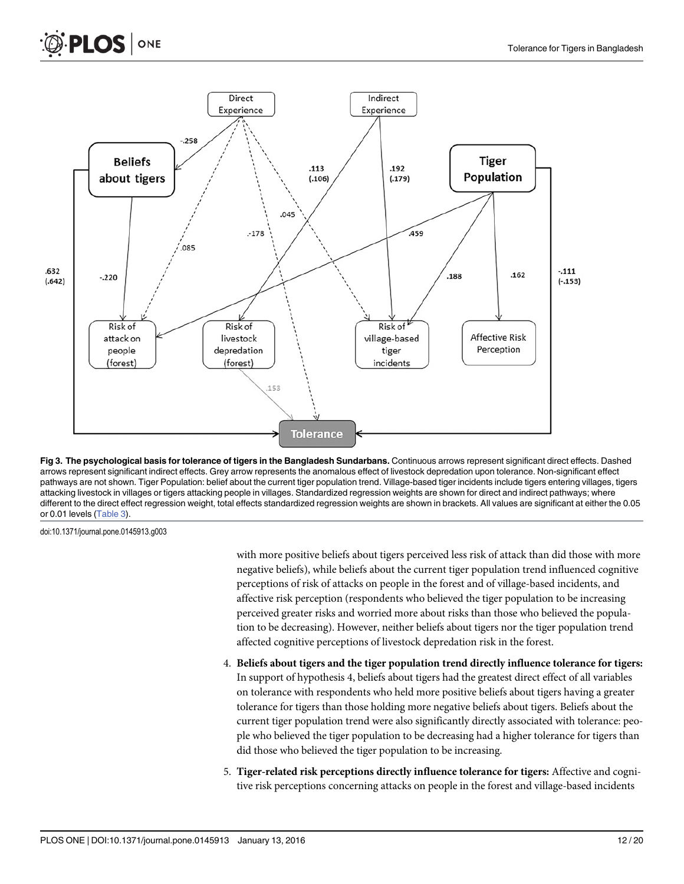Fig 3. The psychological basis for tolerance of tigers in the Bangladesh Sundarbans. Continuous arrows represent significant direct effects. Dashed arrows represent significant indirect effects. Grey arrow represents the anomalous effect of livestock depredation upon tolerance. Non-significant effect pathways are not shown. Tiger Population: belief about the current tiger population trend. Village-based tiger incidents include tigers entering villages, tigers attacking livestock in villages or tigers attacking people in villages. Standardized regression weights are shown for direct and indirect pathways; where different to the direct effect regression weight, total effects standardized regression weights are shown in brackets. All values are significant at either the 0.05 or 0.01 levels (Table 3).

doi:10.1371/journal.pone.0145913.g003

with more positive beliefs about tigers perceived less risk of attack than did those with more negative beliefs), while beliefs about the current tiger population trend influenced cognitive perceptions of risk of attacks on people in the forest and of village-based incidents, and affective risk perception (respondents who believed the tiger population to be increasing perceived greater risks and worried more about risks than those who believed the population to be decreasing). However, neither beliefs about tigers nor the tiger population trend affected cognitive perceptions of livestock depredation risk in the forest.

4. **Beliefs about tigers and the tiger population trend directly influence tolerance for tigers:** In support of hypothesis 4, beliefs about tigers had the greatest direct effect of all variables on tolerance with respondents who held more positive beliefs about tigers having a greater tolerance for tigers than those holding more negative beliefs about tigers. Beliefs about the current tiger population trend were also significantly directly associated with tolerance: people who believed the tiger population to be decreasing had a higher tolerance for tigers than did those who believed the tiger population to be increasing.

5. **Tiger-related risk perceptions directly influence tolerance for tigers:** Affective and cognitive risk perceptions concerning attacks on people in the forest and village-based incidents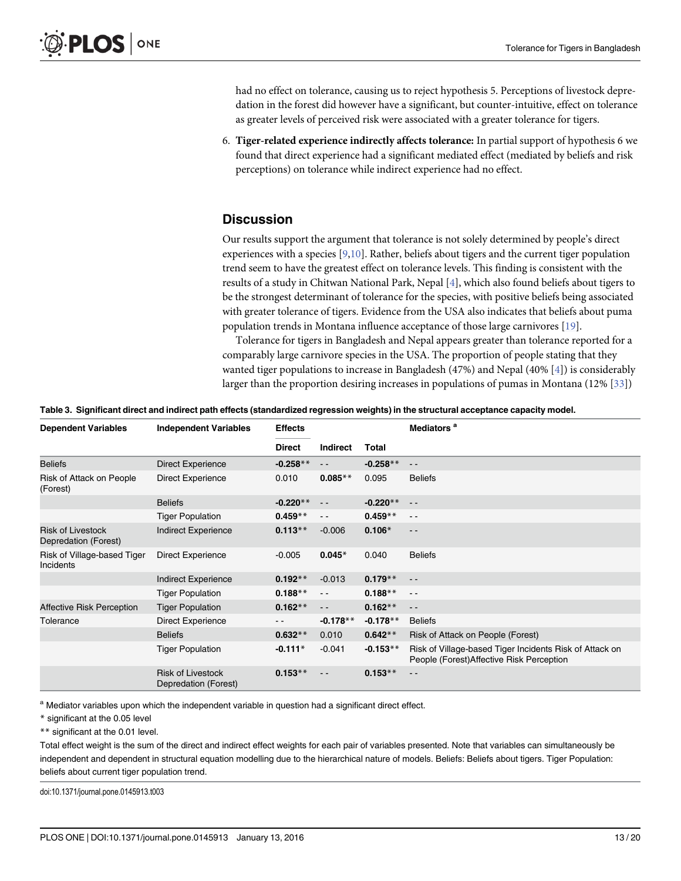had no effect on tolerance, causing us to reject hypothesis 5. Perceptions of livestock depredation in the forest did however have a significant, but counter-intuitive, effect on tolerance as greater levels of perceived risk were associated with a greater tolerance for tigers.

6. **Tiger-related experience indirectly affects tolerance:** In partial support of hypothesis 6 we found that direct experience had a significant mediated effect (mediated by beliefs and risk perceptions) on tolerance while indirect experience had no effect.

## Discussion

Our results support the argument that tolerance is not solely determined by people's direct experiences with a species [9,10]. Rather, beliefs about tigers and the current tiger population trend seem to have the greatest effect on tolerance levels. This finding is consistent with the results of a study in Chitwan National Park, Nepal [4], which also found beliefs about tigers to be the strongest determinant of tolerance for the species, with positive beliefs being associated with greater tolerance of tigers. Evidence from the USA also indicates that beliefs about puma population trends in Montana influence acceptance of those large carnivores [19].

Tolerance for tigers in Bangladesh and Nepal appears greater than tolerance reported for a comparably large carnivore species in the USA. The proportion of people stating that they wanted tiger populations to increase in Bangladesh (47%) and Nepal (40% [4]) is considerably larger than the proportion desiring increases in populations of pumas in Montana (12% [33])

**Table 3. Significant direct and indirect path effects (standardized regression weights) in the structural acceptance capacity model.**

| Dependent Variables | Independent Variables | Effects | | | Mediators [a] |
|---|---|---|---|---|---|
| | | Direct | Indirect | Total | |
| Beliefs | Direct Experience | **-0.258**** | - - | **-0.258**** | - - |
| Risk of Attack on People (Forest) | Direct Experience | 0.010 | **0.085**** | 0.095 | Beliefs |
| | Beliefs | **-0.220**** | - - | **-0.220**** | - - |
| | Tiger Population | **0.459**** | - - | **0.459**** | - - |
| Risk of Livestock Depredation (Forest) | Indirect Experience | **0.113**** | -0.006 | **0.106*** | - - |
| Risk of Village-based Tiger Incidents | Direct Experience | -0.005 | **0.045*** | 0.040 | Beliefs |
| | Indirect Experience | **0.192**** | -0.013 | **0.179**** | - - |
| | Tiger Population | **0.188**** | - - | **0.188**** | - - |
| Affective Risk Perception | Tiger Population | **0.162**** | - - | **0.162**** | - - |
| Tolerance | Direct Experience | - - | **-0.178**** | **-0.178**** | Beliefs |
| | Beliefs | **0.632**** | 0.010 | **0.642**** | Risk of Attack on People (Forest) |
| | Tiger Population | **-0.111*** | -0.041 | **-0.153**** | Risk of Village-based Tiger Incidents Risk of Attack on People (Forest)Affective Risk Perception |
| | Risk of Livestock Depredation (Forest) | **0.153**** | - - | **0.153**** | - - |

[a] Mediator variables upon which the independent variable in question had a significant direct effect.

\* significant at the 0.05 level

\** significant at the 0.01 level.

Total effect weight is the sum of the direct and indirect effect weights for each pair of variables presented. Note that variables can simultaneously be independent and dependent in structural equation modelling due to the hierarchical nature of models. Beliefs: Beliefs about tigers. Tiger Population: beliefs about current tiger population trend.

doi:10.1371/journal.pone.0145913.t003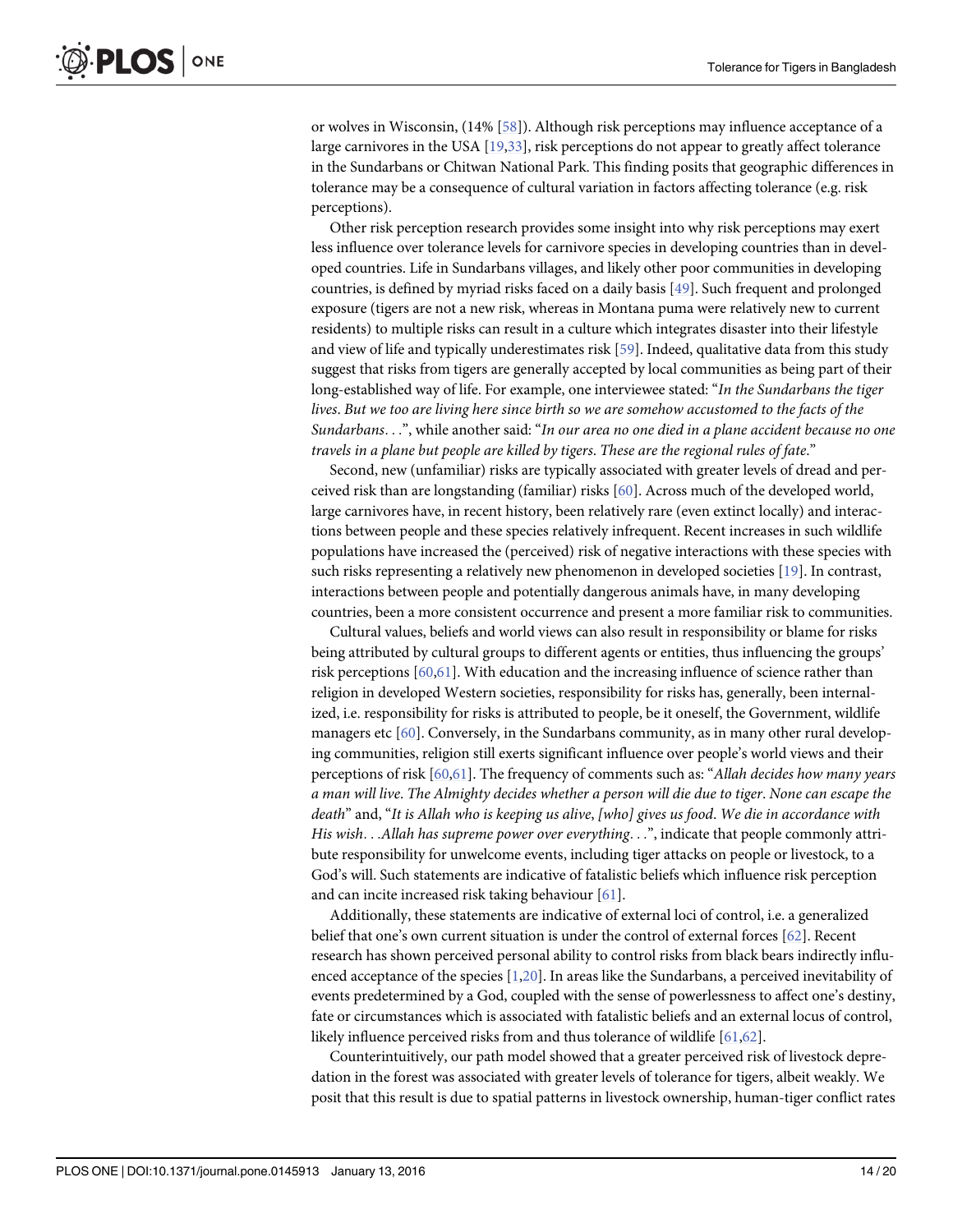or wolves in Wisconsin, (14% [58]). Although risk perceptions may influence acceptance of a large carnivores in the USA [19,33], risk perceptions do not appear to greatly affect tolerance in the Sundarbans or Chitwan National Park. This finding posits that geographic differences in tolerance may be a consequence of cultural variation in factors affecting tolerance (e.g. risk perceptions).

Other risk perception research provides some insight into why risk perceptions may exert less influence over tolerance levels for carnivore species in developing countries than in developed countries. Life in Sundarbans villages, and likely other poor communities in developing countries, is defined by myriad risks faced on a daily basis [49]. Such frequent and prolonged exposure (tigers are not a new risk, whereas in Montana puma were relatively new to current residents) to multiple risks can result in a culture which integrates disaster into their lifestyle and view of life and typically underestimates risk [59]. Indeed, qualitative data from this study suggest that risks from tigers are generally accepted by local communities as being part of their long-established way of life. For example, one interviewee stated: "*In the Sundarbans the tiger lives. But we too are living here since birth so we are somehow accustomed to the facts of the Sundarbans. . .*", while another said: "*In our area no one died in a plane accident because no one travels in a plane but people are killed by tigers. These are the regional rules of fate*."

Second, new (unfamiliar) risks are typically associated with greater levels of dread and perceived risk than are longstanding (familiar) risks [60]. Across much of the developed world, large carnivores have, in recent history, been relatively rare (even extinct locally) and interactions between people and these species relatively infrequent. Recent increases in such wildlife populations have increased the (perceived) risk of negative interactions with these species with such risks representing a relatively new phenomenon in developed societies [19]. In contrast, interactions between people and potentially dangerous animals have, in many developing countries, been a more consistent occurrence and present a more familiar risk to communities.

Cultural values, beliefs and world views can also result in responsibility or blame for risks being attributed by cultural groups to different agents or entities, thus influencing the groups' risk perceptions [60,61]. With education and the increasing influence of science rather than religion in developed Western societies, responsibility for risks has, generally, been internalized, i.e. responsibility for risks is attributed to people, be it oneself, the Government, wildlife managers etc [60]. Conversely, in the Sundarbans community, as in many other rural developing communities, religion still exerts significant influence over people's world views and their perceptions of risk [60,61]. The frequency of comments such as: "*Allah decides how many years a man will live. The Almighty decides whether a person will die due to tiger. None can escape the death*" and, "*It is Allah who is keeping us alive, [who] gives us food. We die in accordance with His wish. . .Allah has supreme power over everything. . .*", indicate that people commonly attribute responsibility for unwelcome events, including tiger attacks on people or livestock, to a God's will. Such statements are indicative of fatalistic beliefs which influence risk perception and can incite increased risk taking behaviour [61].

Additionally, these statements are indicative of external loci of control, i.e. a generalized belief that one's own current situation is under the control of external forces [62]. Recent research has shown perceived personal ability to control risks from black bears indirectly influenced acceptance of the species [1,20]. In areas like the Sundarbans, a perceived inevitability of events predetermined by a God, coupled with the sense of powerlessness to affect one's destiny, fate or circumstances which is associated with fatalistic beliefs and an external locus of control, likely influence perceived risks from and thus tolerance of wildlife [61,62].

Counterintuitively, our path model showed that a greater perceived risk of livestock depredation in the forest was associated with greater levels of tolerance for tigers, albeit weakly. We posit that this result is due to spatial patterns in livestock ownership, human-tiger conflict rates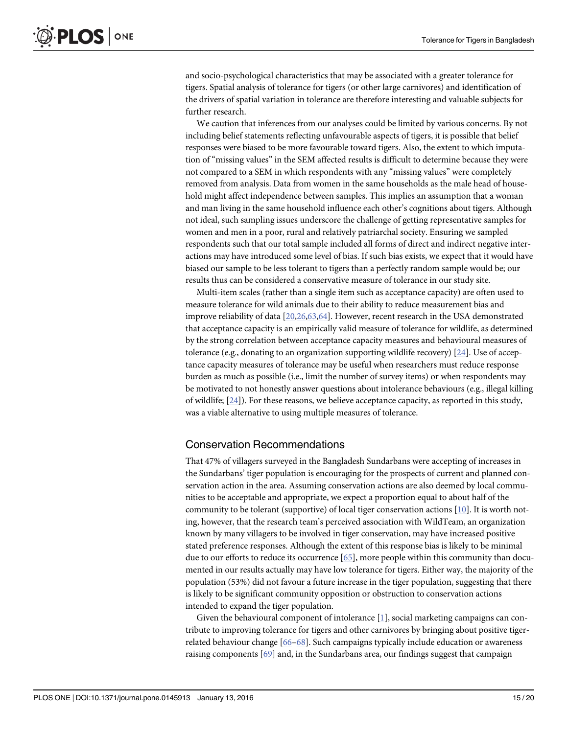and socio-psychological characteristics that may be associated with a greater tolerance for tigers. Spatial analysis of tolerance for tigers (or other large carnivores) and identification of the drivers of spatial variation in tolerance are therefore interesting and valuable subjects for further research.

We caution that inferences from our analyses could be limited by various concerns. By not including belief statements reflecting unfavourable aspects of tigers, it is possible that belief responses were biased to be more favourable toward tigers. Also, the extent to which imputation of "missing values" in the SEM affected results is difficult to determine because they were not compared to a SEM in which respondents with any "missing values" were completely removed from analysis. Data from women in the same households as the male head of household might affect independence between samples. This implies an assumption that a woman and man living in the same household influence each other's cognitions about tigers. Although not ideal, such sampling issues underscore the challenge of getting representative samples for women and men in a poor, rural and relatively patriarchal society. Ensuring we sampled respondents such that our total sample included all forms of direct and indirect negative interactions may have introduced some level of bias. If such bias exists, we expect that it would have biased our sample to be less tolerant to tigers than a perfectly random sample would be; our results thus can be considered a conservative measure of tolerance in our study site.

Multi-item scales (rather than a single item such as acceptance capacity) are often used to measure tolerance for wild animals due to their ability to reduce measurement bias and improve reliability of data [20,26,63,64]. However, recent research in the USA demonstrated that acceptance capacity is an empirically valid measure of tolerance for wildlife, as determined by the strong correlation between acceptance capacity measures and behavioural measures of tolerance (e.g., donating to an organization supporting wildlife recovery) [24]. Use of acceptance capacity measures of tolerance may be useful when researchers must reduce response burden as much as possible (i.e., limit the number of survey items) or when respondents may be motivated to not honestly answer questions about intolerance behaviours (e.g., illegal killing of wildlife; [24]). For these reasons, we believe acceptance capacity, as reported in this study, was a viable alternative to using multiple measures of tolerance.

## Conservation Recommendations

That 47% of villagers surveyed in the Bangladesh Sundarbans were accepting of increases in the Sundarbans' tiger population is encouraging for the prospects of current and planned conservation action in the area. Assuming conservation actions are also deemed by local communities to be acceptable and appropriate, we expect a proportion equal to about half of the community to be tolerant (supportive) of local tiger conservation actions [10]. It is worth noting, however, that the research team's perceived association with WildTeam, an organization known by many villagers to be involved in tiger conservation, may have increased positive stated preference responses. Although the extent of this response bias is likely to be minimal due to our efforts to reduce its occurrence [65], more people within this community than documented in our results actually may have low tolerance for tigers. Either way, the majority of the population (53%) did not favour a future increase in the tiger population, suggesting that there is likely to be significant community opposition or obstruction to conservation actions intended to expand the tiger population.

Given the behavioural component of intolerance [1], social marketing campaigns can contribute to improving tolerance for tigers and other carnivores by bringing about positive tiger-related behaviour change [66–68]. Such campaigns typically include education or awareness raising components [69] and, in the Sundarbans area, our findings suggest that campaign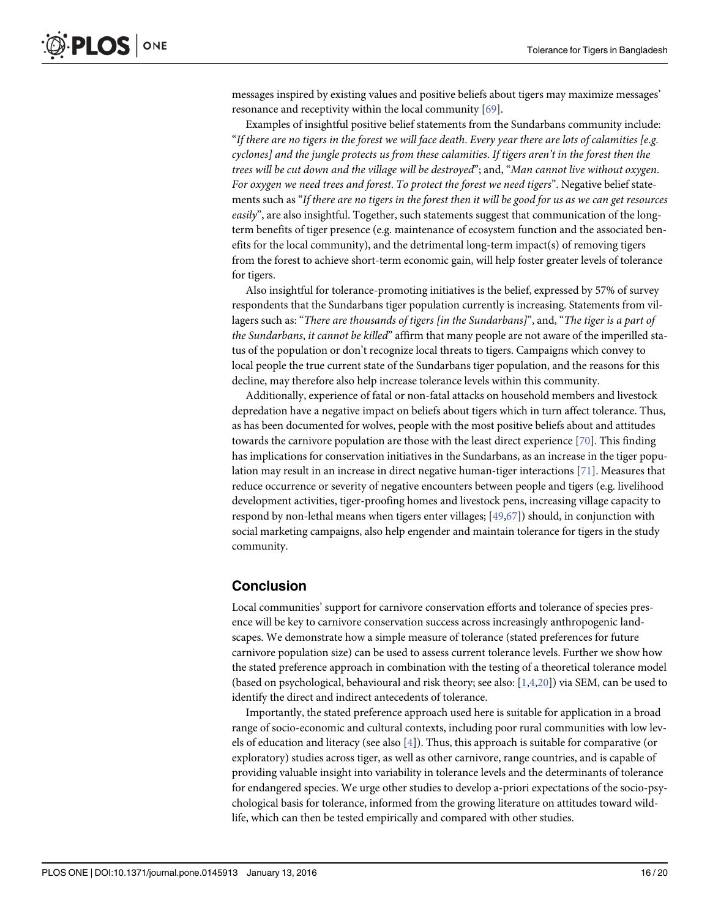messages inspired by existing values and positive beliefs about tigers may maximize messages' resonance and receptivity within the local community [69].

Examples of insightful positive belief statements from the Sundarbans community include: "*If there are no tigers in the forest we will face death. Every year there are lots of calamities [e.g. cyclones] and the jungle protects us from these calamities. If tigers aren't in the forest then the trees will be cut down and the village will be destroyed*"; and, "*Man cannot live without oxygen. For oxygen we need trees and forest. To protect the forest we need tigers*". Negative belief statements such as "*If there are no tigers in the forest then it will be good for us as we can get resources easily*", are also insightful. Together, such statements suggest that communication of the long-term benefits of tiger presence (e.g. maintenance of ecosystem function and the associated benefits for the local community), and the detrimental long-term impact(s) of removing tigers from the forest to achieve short-term economic gain, will help foster greater levels of tolerance for tigers.

Also insightful for tolerance-promoting initiatives is the belief, expressed by 57% of survey respondents that the Sundarbans tiger population currently is increasing. Statements from villagers such as: "*There are thousands of tigers [in the Sundarbans]*", and, "*The tiger is a part of the Sundarbans, it cannot be killed*" affirm that many people are not aware of the imperilled status of the population or don't recognize local threats to tigers. Campaigns which convey to local people the true current state of the Sundarbans tiger population, and the reasons for this decline, may therefore also help increase tolerance levels within this community.

Additionally, experience of fatal or non-fatal attacks on household members and livestock depredation have a negative impact on beliefs about tigers which in turn affect tolerance. Thus, as has been documented for wolves, people with the most positive beliefs about and attitudes towards the carnivore population are those with the least direct experience [70]. This finding has implications for conservation initiatives in the Sundarbans, as an increase in the tiger population may result in an increase in direct negative human-tiger interactions [71]. Measures that reduce occurrence or severity of negative encounters between people and tigers (e.g. livelihood development activities, tiger-proofing homes and livestock pens, increasing village capacity to respond by non-lethal means when tigers enter villages; [49,67]) should, in conjunction with social marketing campaigns, also help engender and maintain tolerance for tigers in the study community.

## Conclusion

Local communities' support for carnivore conservation efforts and tolerance of species presence will be key to carnivore conservation success across increasingly anthropogenic landscapes. We demonstrate how a simple measure of tolerance (stated preferences for future carnivore population size) can be used to assess current tolerance levels. Further we show how the stated preference approach in combination with the testing of a theoretical tolerance model (based on psychological, behavioural and risk theory; see also: [1,4,20]) via SEM, can be used to identify the direct and indirect antecedents of tolerance.

Importantly, the stated preference approach used here is suitable for application in a broad range of socio-economic and cultural contexts, including poor rural communities with low levels of education and literacy (see also [4]). Thus, this approach is suitable for comparative (or exploratory) studies across tiger, as well as other carnivore, range countries, and is capable of providing valuable insight into variability in tolerance levels and the determinants of tolerance for endangered species. We urge other studies to develop a-priori expectations of the socio-psychological basis for tolerance, informed from the growing literature on attitudes toward wildlife, which can then be tested empirically and compared with other studies.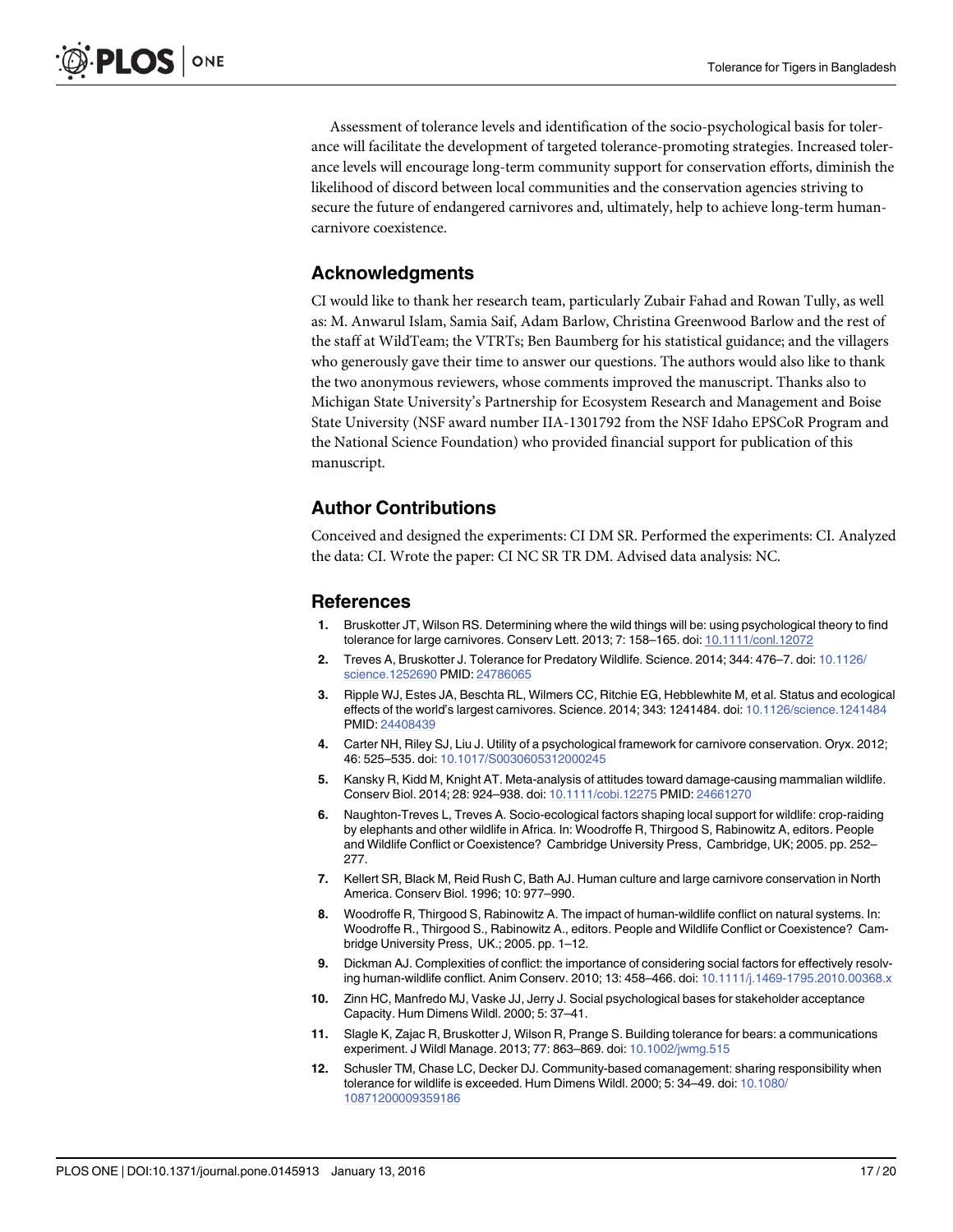Assessment of tolerance levels and identification of the socio-psychological basis for tolerance will facilitate the development of targeted tolerance-promoting strategies. Increased tolerance levels will encourage long-term community support for conservation efforts, diminish the likelihood of discord between local communities and the conservation agencies striving to secure the future of endangered carnivores and, ultimately, help to achieve long-term human-carnivore coexistence.

## Acknowledgments

CI would like to thank her research team, particularly Zubair Fahad and Rowan Tully, as well as: M. Anwarul Islam, Samia Saif, Adam Barlow, Christina Greenwood Barlow and the rest of the staff at WildTeam; the VTRTs; Ben Baumberg for his statistical guidance; and the villagers who generously gave their time to answer our questions. The authors would also like to thank the two anonymous reviewers, whose comments improved the manuscript. Thanks also to Michigan State University's Partnership for Ecosystem Research and Management and Boise State University (NSF award number IIA-1301792 from the NSF Idaho EPSCoR Program and the National Science Foundation) who provided financial support for publication of this manuscript.

## Author Contributions

Conceived and designed the experiments: CI DM SR. Performed the experiments: CI. Analyzed the data: CI. Wrote the paper: CI NC SR TR DM. Advised data analysis: NC.

## References

1. Bruskotter JT, Wilson RS. Determining where the wild things will be: using psychological theory to find tolerance for large carnivores. Conserv Lett. 2013; 7: 158–165. doi: 10.1111/conl.12072
2. Treves A, Bruskotter J. Tolerance for Predatory Wildlife. Science. 2014; 344: 476–7. doi: 10.1126/science.1252690 PMID: 24786065
3. Ripple WJ, Estes JA, Beschta RL, Wilmers CC, Ritchie EG, Hebblewhite M, et al. Status and ecological effects of the world's largest carnivores. Science. 2014; 343: 1241484. doi: 10.1126/science.1241484 PMID: 24408439
4. Carter NH, Riley SJ, Liu J. Utility of a psychological framework for carnivore conservation. Oryx. 2012; 46: 525–535. doi: 10.1017/S0030605312000245
5. Kansky R, Kidd M, Knight AT. Meta-analysis of attitudes toward damage-causing mammalian wildlife. Conserv Biol. 2014; 28: 924–938. doi: 10.1111/cobi.12275 PMID: 24661270
6. Naughton-Treves L, Treves A. Socio-ecological factors shaping local support for wildlife: crop-raiding by elephants and other wildlife in Africa. In: Woodroffe R, Thirgood S, Rabinowitz A, editors. People and Wildlife Conflict or Coexistence? Cambridge University Press, Cambridge, UK; 2005. pp. 252–277.
7. Kellert SR, Black M, Reid Rush C, Bath AJ. Human culture and large carnivore conservation in North America. Conserv Biol. 1996; 10: 977–990.
8. Woodroffe R, Thirgood S, Rabinowitz A. The impact of human-wildlife conflict on natural systems. In: Woodroffe R., Thirgood S., Rabinowitz A., editors. People and Wildlife Conflict or Coexistence? Cambridge University Press, UK.; 2005. pp. 1–12.
9. Dickman AJ. Complexities of conflict: the importance of considering social factors for effectively resolving human-wildlife conflict. Anim Conserv. 2010; 13: 458–466. doi: 10.1111/j.1469-1795.2010.00368.x
10. Zinn HC, Manfredo MJ, Vaske JJ, Jerry J. Social psychological bases for stakeholder acceptance Capacity. Hum Dimens Wildl. 2000; 5: 37–41.
11. Slagle K, Zajac R, Bruskotter J, Wilson R, Prange S. Building tolerance for bears: a communications experiment. J Wildl Manage. 2013; 77: 863–869. doi: 10.1002/jwmg.515
12. Schusler TM, Chase LC, Decker DJ. Community-based comanagement: sharing responsibility when tolerance for wildlife is exceeded. Hum Dimens Wildl. 2000; 5: 34–49. doi: 10.1080/10871200009359186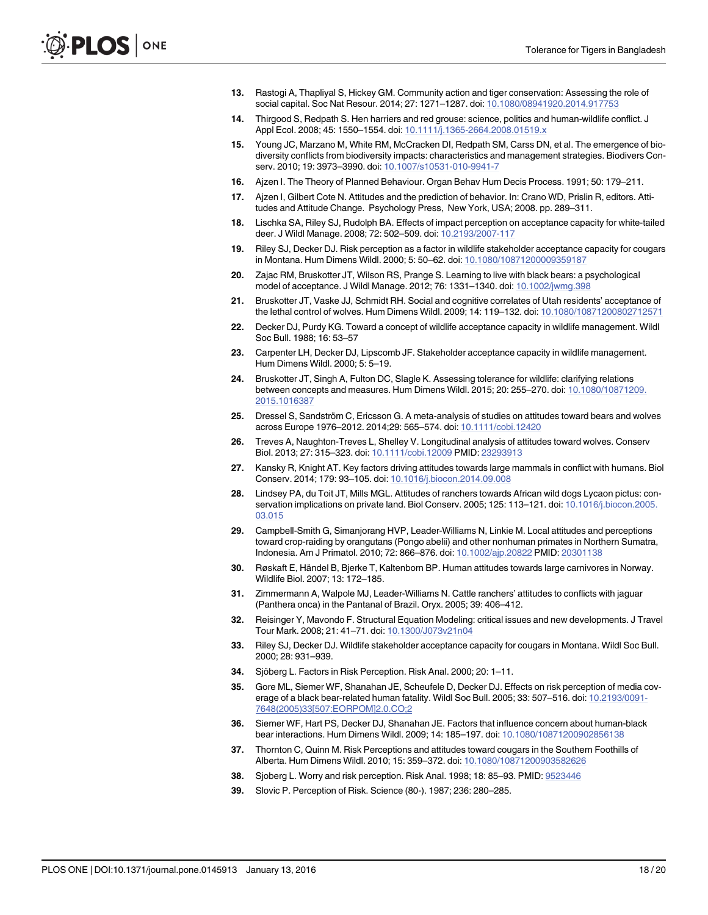13. Rastogi A, Thapliyal S, Hickey GM. Community action and tiger conservation: Assessing the role of social capital. Soc Nat Resour. 2014; 27: 1271–1287. doi: 10.1080/08941920.2014.917753

14. Thirgood S, Redpath S. Hen harriers and red grouse: science, politics and human-wildlife conflict. J Appl Ecol. 2008; 45: 1550–1554. doi: 10.1111/j.1365-2664.2008.01519.x

15. Young JC, Marzano M, White RM, McCracken DI, Redpath SM, Carss DN, et al. The emergence of biodiversity conflicts from biodiversity impacts: characteristics and management strategies. Biodivers Conserv. 2010; 19: 3973–3990. doi: 10.1007/s10531-010-9941-7

16. Ajzen I. The Theory of Planned Behaviour. Organ Behav Hum Decis Process. 1991; 50: 179–211.

17. Ajzen I, Gilbert Cote N. Attitudes and the prediction of behavior. In: Crano WD, Prislin R, editors. Attitudes and Attitude Change. Psychology Press, New York, USA; 2008. pp. 289–311.

18. Lischka SA, Riley SJ, Rudolph BA. Effects of impact perception on acceptance capacity for white-tailed deer. J Wildl Manage. 2008; 72: 502–509. doi: 10.2193/2007-117

19. Riley SJ, Decker DJ. Risk perception as a factor in wildlife stakeholder acceptance capacity for cougars in Montana. Hum Dimens Wildl. 2000; 5: 50–62. doi: 10.1080/10871200009359187

20. Zajac RM, Bruskotter JT, Wilson RS, Prange S. Learning to live with black bears: a psychological model of acceptance. J Wildl Manage. 2012; 76: 1331–1340. doi: 10.1002/jwmg.398

21. Bruskotter JT, Vaske JJ, Schmidt RH. Social and cognitive correlates of Utah residents' acceptance of the lethal control of wolves. Hum Dimens Wildl. 2009; 14: 119–132. doi: 10.1080/10871200802712571

22. Decker DJ, Purdy KG. Toward a concept of wildlife acceptance capacity in wildlife management. Wildl Soc Bull. 1988; 16: 53–57

23. Carpenter LH, Decker DJ, Lipscomb JF. Stakeholder acceptance capacity in wildlife management. Hum Dimens Wildl. 2000; 5: 5–19.

24. Bruskotter JT, Singh A, Fulton DC, Slagle K. Assessing tolerance for wildlife: clarifying relations between concepts and measures. Hum Dimens Wildl. 2015; 20: 255–270. doi: 10.1080/10871209.2015.1016387

25. Dressel S, Sandström C, Ericsson G. A meta-analysis of studies on attitudes toward bears and wolves across Europe 1976–2012. 2014;29: 565–574. doi: 10.1111/cobi.12420

26. Treves A, Naughton-Treves L, Shelley V. Longitudinal analysis of attitudes toward wolves. Conserv Biol. 2013; 27: 315–323. doi: 10.1111/cobi.12009 PMID: 23293913

27. Kansky R, Knight AT. Key factors driving attitudes towards large mammals in conflict with humans. Biol Conserv. 2014; 179: 93–105. doi: 10.1016/j.biocon.2014.09.008

28. Lindsey PA, du Toit JT, Mills MGL. Attitudes of ranchers towards African wild dogs Lycaon pictus: conservation implications on private land. Biol Conserv. 2005; 125: 113–121. doi: 10.1016/j.biocon.2005.03.015

29. Campbell-Smith G, Simanjorang HVP, Leader-Williams N, Linkie M. Local attitudes and perceptions toward crop-raiding by orangutans (Pongo abelii) and other nonhuman primates in Northern Sumatra, Indonesia. Am J Primatol. 2010; 72: 866–876. doi: 10.1002/ajp.20822 PMID: 20301138

30. Røskaft E, Händel B, Bjerke T, Kaltenborn BP. Human attitudes towards large carnivores in Norway. Wildlife Biol. 2007; 13: 172–185.

31. Zimmermann A, Walpole MJ, Leader-Williams N. Cattle ranchers' attitudes to conflicts with jaguar (Panthera onca) in the Pantanal of Brazil. Oryx. 2005; 39: 406–412.

32. Reisinger Y, Mavondo F. Structural Equation Modeling: critical issues and new developments. J Travel Tour Mark. 2008; 21: 41–71. doi: 10.1300/J073v21n04

33. Riley SJ, Decker DJ. Wildlife stakeholder acceptance capacity for cougars in Montana. Wildl Soc Bull. 2000; 28: 931–939.

34. Sjöberg L. Factors in Risk Perception. Risk Anal. 2000; 20: 1–11.

35. Gore ML, Siemer WF, Shanahan JE, Scheufele D, Decker DJ. Effects on risk perception of media coverage of a black bear-related human fatality. Wildl Soc Bull. 2005; 33: 507–516. doi: 10.2193/0091-7648(2005)33[507:EORPOM]2.0.CO;2

36. Siemer WF, Hart PS, Decker DJ, Shanahan JE. Factors that influence concern about human-black bear interactions. Hum Dimens Wildl. 2009; 14: 185–197. doi: 10.1080/10871200902856138

37. Thornton C, Quinn M. Risk Perceptions and attitudes toward cougars in the Southern Foothills of Alberta. Hum Dimens Wildl. 2010; 15: 359–372. doi: 10.1080/10871200903582626

38. Sjoberg L. Worry and risk perception. Risk Anal. 1998; 18: 85–93. PMID: 9523446

39. Slovic P. Perception of Risk. Science (80-). 1987; 236: 280–285.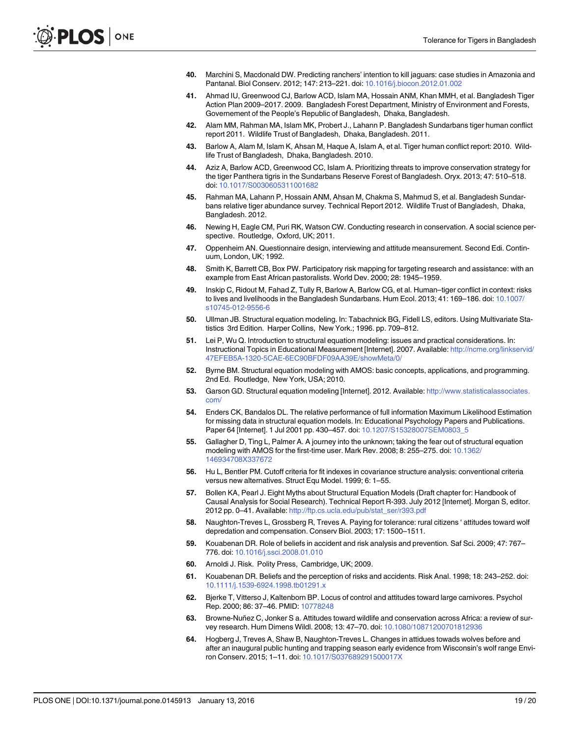40. Marchini S, Macdonald DW. Predicting ranchers' intention to kill jaguars: case studies in Amazonia and Pantanal. Biol Conserv. 2012; 147: 213–221. doi: 10.1016/j.biocon.2012.01.002

41. Ahmad IU, Greenwood CJ, Barlow ACD, Islam MA, Hossain ANM, Khan MMH, et al. Bangladesh Tiger Action Plan 2009–2017. 2009. Bangladesh Forest Department, Ministry of Environment and Forests, Governement of the People's Republic of Bangladesh, Dhaka, Bangladesh.

42. Alam MM, Rahman MA, Islam MK, Probert J., Lahann P. Bangladesh Sundarbans tiger human conflict report 2011. Wildlife Trust of Bangladesh, Dhaka, Bangladesh. 2011.

43. Barlow A, Alam M, Islam K, Ahsan M, Haque A, Islam A, et al. Tiger human conflict report: 2010. Wildlife Trust of Bangladesh, Dhaka, Bangladesh. 2010.

44. Aziz A, Barlow ACD, Greenwood CC, Islam A. Prioritizing threats to improve conservation strategy for the tiger Panthera tigris in the Sundarbans Reserve Forest of Bangladesh. Oryx. 2013; 47: 510–518. doi: 10.1017/S0030605311001682

45. Rahman MA, Lahann P, Hossain ANM, Ahsan M, Chakma S, Mahmud S, et al. Bangladesh Sundarbans relative tiger abundance survey. Technical Report 2012. Wildlife Trust of Bangladesh, Dhaka, Bangladesh. 2012.

46. Newing H, Eagle CM, Puri RK, Watson CW. Conducting research in conservation. A social science perspective. Routledge, Oxford, UK; 2011.

47. Oppenheim AN. Questionnaire design, interviewing and attitude meansurement. Second Edi. Continuum, London, UK; 1992.

48. Smith K, Barrett CB, Box PW. Participatory risk mapping for targeting research and assistance: with an example from East African pastoralists. World Dev. 2000; 28: 1945–1959.

49. Inskip C, Ridout M, Fahad Z, Tully R, Barlow A, Barlow CG, et al. Human–tiger conflict in context: risks to lives and livelihoods in the Bangladesh Sundarbans. Hum Ecol. 2013; 41: 169–186. doi: 10.1007/s10745-012-9556-6

50. Ullman JB. Structural equation modeling. In: Tabachnick BG, Fidell LS, editors. Using Multivariate Statistics 3rd Edition. Harper Collins, New York.; 1996. pp. 709–812.

51. Lei P, Wu Q. Introduction to structural equation modeling: issues and practical considerations. In: Instructional Topics in Educational Measurement [Internet]. 2007. Available: http://ncme.org/linkservid/47EFEB5A-1320-5CAE-6EC90BFDF09AA39E/showMeta/0/

52. Byrne BM. Structural equation modeling with AMOS: basic concepts, applications, and programming. 2nd Ed. Routledge, New York, USA; 2010.

53. Garson GD. Structural equation modeling [Internet]. 2012. Available: http://www.statisticalassociates.com/

54. Enders CK, Bandalos DL. The relative performance of full information Maximum Likelihood Estimation for missing data in structural equation models. In: Educational Psychology Papers and Publications. Paper 64 [Internet]. 1 Jul 2001 pp. 430–457. doi: 10.1207/S15328007SEM0803_5

55. Gallagher D, Ting L, Palmer A. A journey into the unknown; taking the fear out of structural equation modeling with AMOS for the first-time user. Mark Rev. 2008; 8: 255–275. doi: 10.1362/146934708X337672

56. Hu L, Bentler PM. Cutoff criteria for fit indexes in covariance structure analysis: conventional criteria versus new alternatives. Struct Equ Model. 1999; 6: 1–55.

57. Bollen KA, Pearl J. Eight Myths about Structural Equation Models (Draft chapter for: Handbook of Causal Analysis for Social Research). Technical Report R-393. July 2012 [Internet]. Morgan S, editor. 2012 pp. 0–41. Available: http://ftp.cs.ucla.edu/pub/stat_ser/r393.pdf

58. Naughton-Treves L, Grossberg R, Treves A. Paying for tolerance: rural citizens ' attitudes toward wolf depredation and compensation. Conserv Biol. 2003; 17: 1500–1511.

59. Kouabenan DR. Role of beliefs in accident and risk analysis and prevention. Saf Sci. 2009; 47: 767–776. doi: 10.1016/j.ssci.2008.01.010

60. Arnoldi J. Risk. Polity Press, Cambridge, UK; 2009.

61. Kouabenan DR. Beliefs and the perception of risks and accidents. Risk Anal. 1998; 18: 243–252. doi: 10.1111/j.1539-6924.1998.tb01291.x

62. Bjerke T, Vitterso J, Kaltenborn BP. Locus of control and attitudes toward large carnivores. Psychol Rep. 2000; 86: 37–46. PMID: 10778248

63. Browne-Nuñez C, Jonker S a. Attitudes toward wildlife and conservation across Africa: a review of survey research. Hum Dimens Wildl. 2008; 13: 47–70. doi: 10.1080/10871200701812936

64. Hogberg J, Treves A, Shaw B, Naughton-Treves L. Changes in attidues towads wolves before and after an inaugural public hunting and trapping season early evidence from Wisconsin's wolf range Environ Conserv. 2015; 1–11. doi: 10.1017/S037689291500017X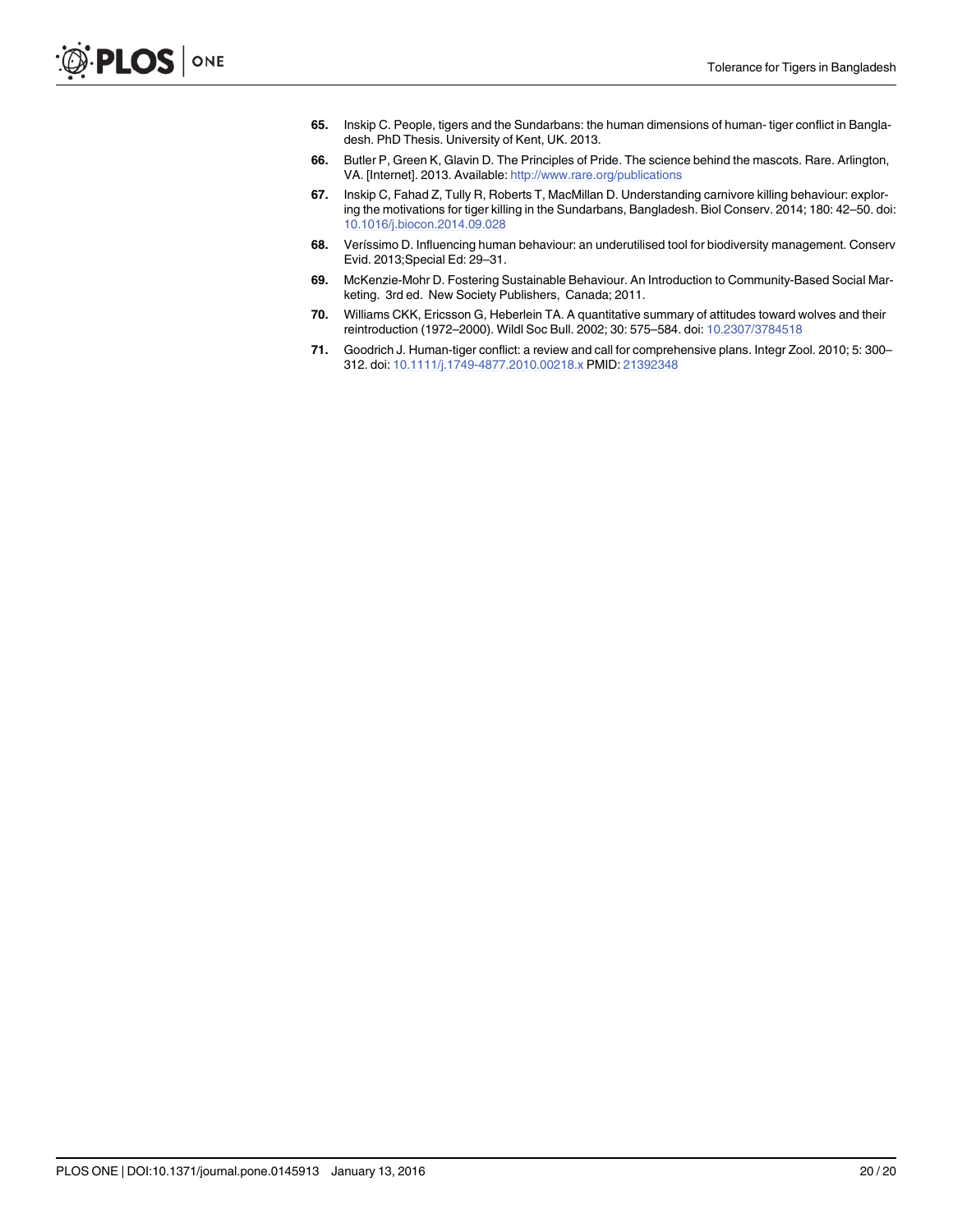65. Inskip C. People, tigers and the Sundarbans: the human dimensions of human- tiger conflict in Bangladesh. PhD Thesis. University of Kent, UK. 2013.
66. Butler P, Green K, Glavin D. The Principles of Pride. The science behind the mascots. Rare. Arlington, VA. [Internet]. 2013. Available: http://www.rare.org/publications
67. Inskip C, Fahad Z, Tully R, Roberts T, MacMillan D. Understanding carnivore killing behaviour: exploring the motivations for tiger killing in the Sundarbans, Bangladesh. Biol Conserv. 2014; 180: 42–50. doi: 10.1016/j.biocon.2014.09.028
68. Veríssimo D. Influencing human behaviour: an underutilised tool for biodiversity management. Conserv Evid. 2013;Special Ed: 29–31.
69. McKenzie-Mohr D. Fostering Sustainable Behaviour. An Introduction to Community-Based Social Marketing. 3rd ed. New Society Publishers, Canada; 2011.
70. Williams CKK, Ericsson G, Heberlein TA. A quantitative summary of attitudes toward wolves and their reintroduction (1972–2000). Wildl Soc Bull. 2002; 30: 575–584. doi: 10.2307/3784518
71. Goodrich J. Human-tiger conflict: a review and call for comprehensive plans. Integr Zool. 2010; 5: 300–312. doi: 10.1111/j.1749-4877.2010.00218.x PMID: 21392348